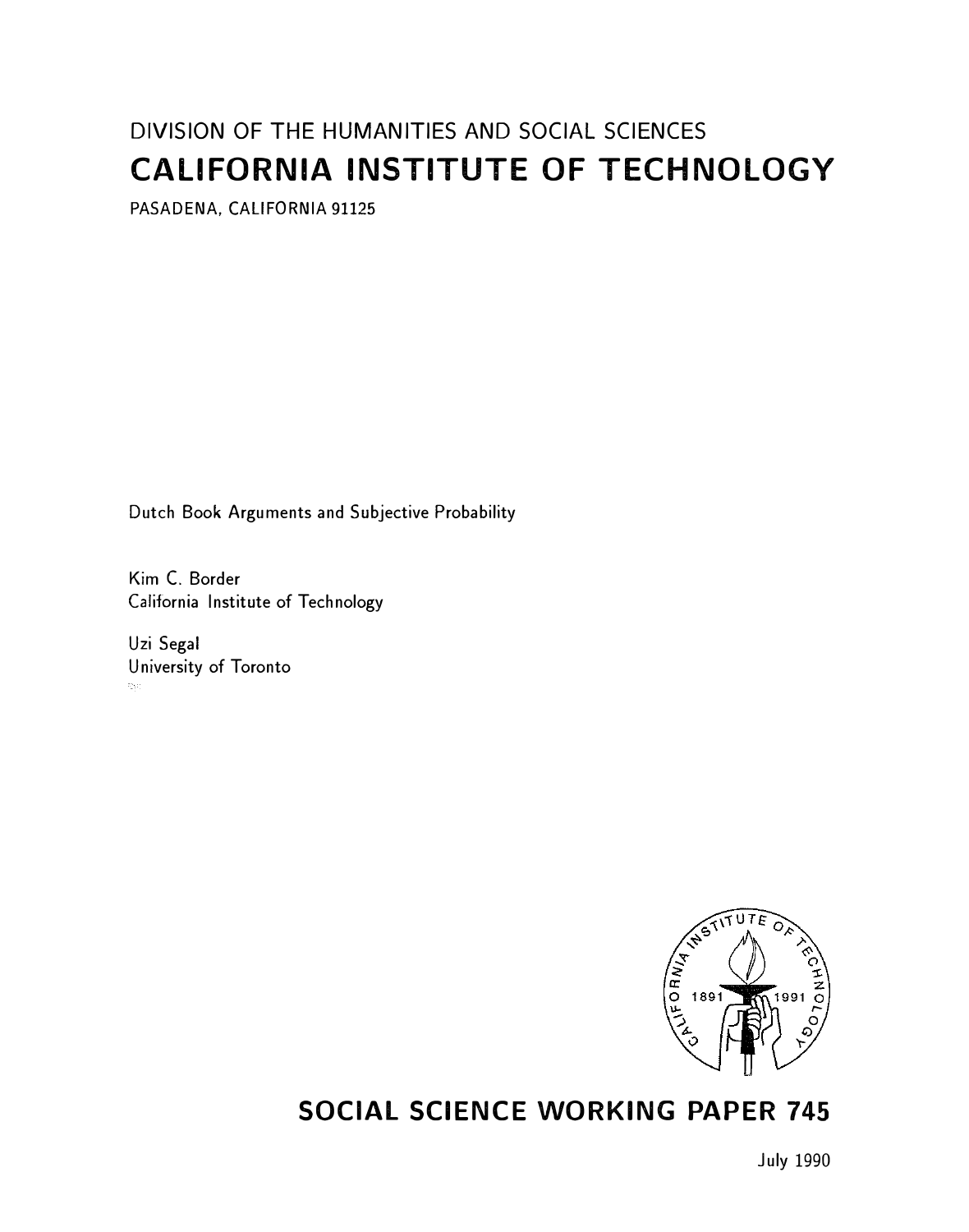DIVISION OF THE HUMANITIES AND SOCIAL SCIENCES

# CALIFORNIA INSTITUTE OF TECHNOLOGY

PASADENA, CALIFORNIA 91125

Dutch Book Arguments and Subjective Probability

Kim C. Border
California Institute of Technology

Uzi Segal
University of Toronto

## SOCIAL SCIENCE WORKING PAPER 745

July 1990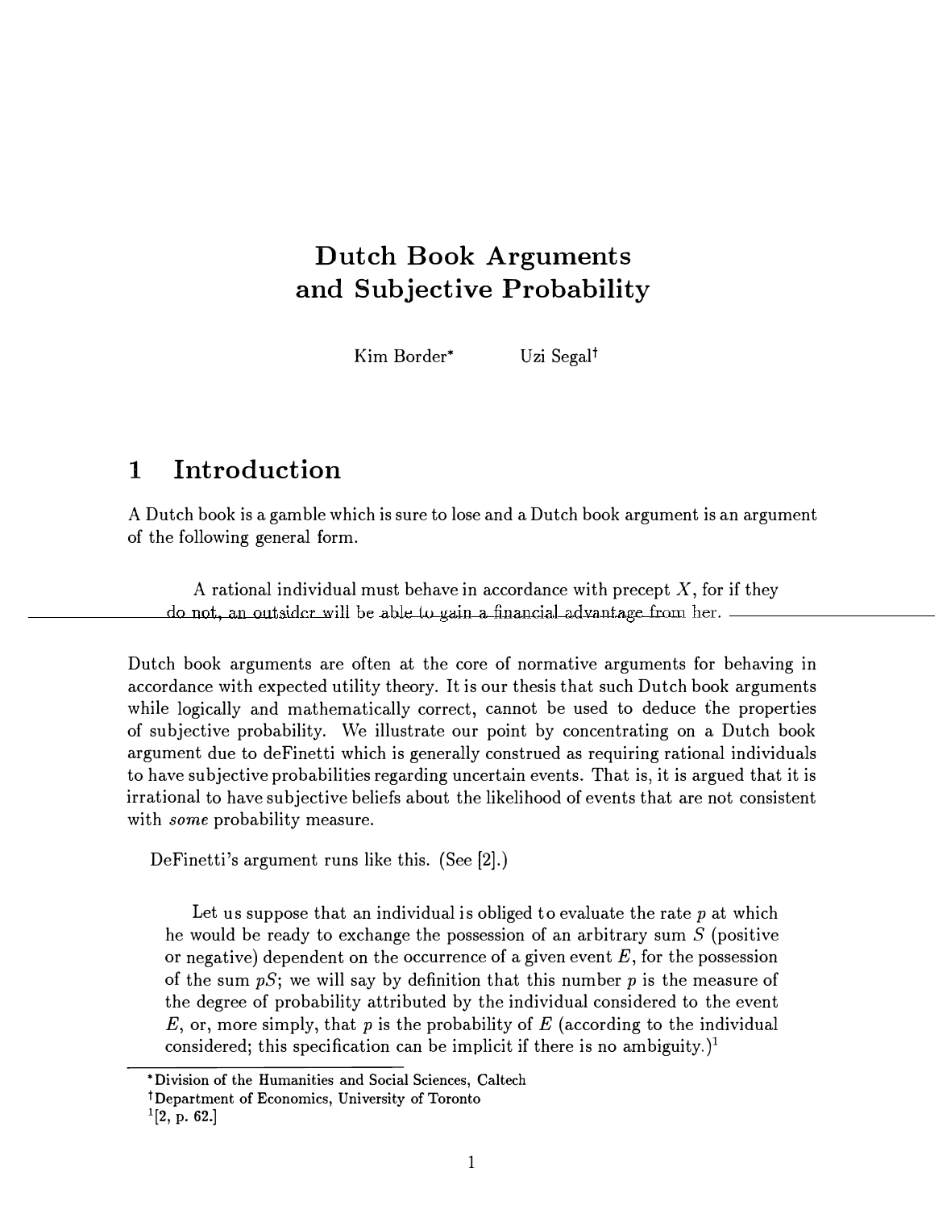# Dutch Book Arguments and Subjective Probability

Kim Border*  Uzi Segal†

## 1 Introduction

A Dutch book is a gamble which is sure to lose and a Dutch book argument is an argument of the following general form.

> A rational individual must behave in accordance with precept $X$, for if they do not, an outsider will be able to gain a financial advantage from her.

Dutch book arguments are often at the core of normative arguments for behaving in accordance with expected utility theory. It is our thesis that such Dutch book arguments while logically and mathematically correct, cannot be used to deduce the properties of subjective probability. We illustrate our point by concentrating on a Dutch book argument due to deFinetti which is generally construed as requiring rational individuals to have subjective probabilities regarding uncertain events. That is, it is argued that it is irrational to have subjective beliefs about the likelihood of events that are not consistent with *some* probability measure.

DeFinetti's argument runs like this. (See [2].)

> Let us suppose that an individual is obliged to evaluate the rate $p$ at which he would be ready to exchange the possession of an arbitrary sum $S$ (positive or negative) dependent on the occurrence of a given event $E$, for the possession of the sum $pS$; we will say by definition that this number $p$ is the measure of the degree of probability attributed by the individual considered to the event $E$, or, more simply, that $p$ is the probability of $E$ (according to the individual considered; this specification can be implicit if there is no ambiguity.)[1]

*Division of the Humanities and Social Sciences, Caltech

†Department of Economics, University of Toronto

[1] [2, p. 62.]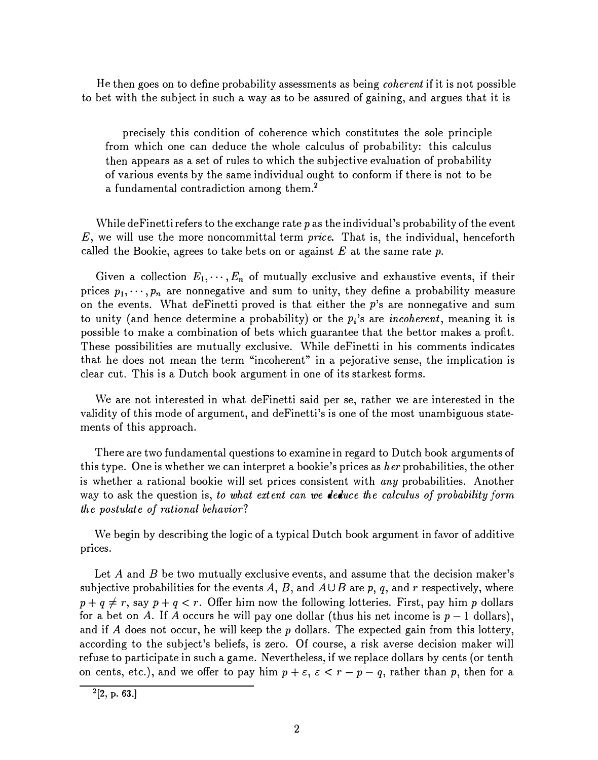He then goes on to define probability assessments as being *coherent* if it is not possible to bet with the subject in such a way as to be assured of gaining, and argues that it is

> precisely this condition of coherence which constitutes the sole principle from which one can deduce the whole calculus of probability: this calculus then appears as a set of rules to which the subjective evaluation of probability of various events by the same individual ought to conform if there is not to be a fundamental contradiction among them.[2]

While deFinetti refers to the exchange rate $p$ as the individual's probability of the event $E$, we will use the more noncommittal term *price*. That is, the individual, henceforth called the Bookie, agrees to take bets on or against $E$ at the same rate $p$.

Given a collection $E_1, \cdots, E_n$ of mutually exclusive and exhaustive events, if their prices $p_1, \cdots, p_n$ are nonnegative and sum to unity, they define a probability measure on the events. What deFinetti proved is that either the $p$'s are nonnegative and sum to unity (and hence determine a probability) or the $p_i$'s are *incoherent*, meaning it is possible to make a combination of bets which guarantee that the bettor makes a profit. These possibilities are mutually exclusive. While deFinetti in his comments indicates that he does not mean the term "incoherent" in a pejorative sense, the implication is clear cut. This is a Dutch book argument in one of its starkest forms.

We are not interested in what deFinetti said per se, rather we are interested in the validity of this mode of argument, and deFinetti's is one of the most unambiguous statements of this approach.

There are two fundamental questions to examine in regard to Dutch book arguments of this type. One is whether we can interpret a bookie's prices as *her* probabilities, the other is whether a rational bookie will set prices consistent with *any* probabilities. Another way to ask the question is, *to what extent can we deduce the calculus of probability form the postulate of rational behavior*?

We begin by describing the logic of a typical Dutch book argument in favor of additive prices.

Let $A$ and $B$ be two mutually exclusive events, and assume that the decision maker's subjective probabilities for the events $A$, $B$, and $A \cup B$ are $p$, $q$, and $r$ respectively, where $p + q \neq r$, say $p + q < r$. Offer him now the following lotteries. First, pay him $p$ dollars for a bet on $A$. If $A$ occurs he will pay one dollar (thus his net income is $p - 1$ dollars), and if $A$ does not occur, he will keep the $p$ dollars. The expected gain from this lottery, according to the subject's beliefs, is zero. Of course, a risk averse decision maker will refuse to participate in such a game. Nevertheless, if we replace dollars by cents (or tenth on cents, etc.), and we offer to pay him $p + \varepsilon$, $\varepsilon < r - p - q$, rather than $p$, then for a

[2] [2, p. 63.]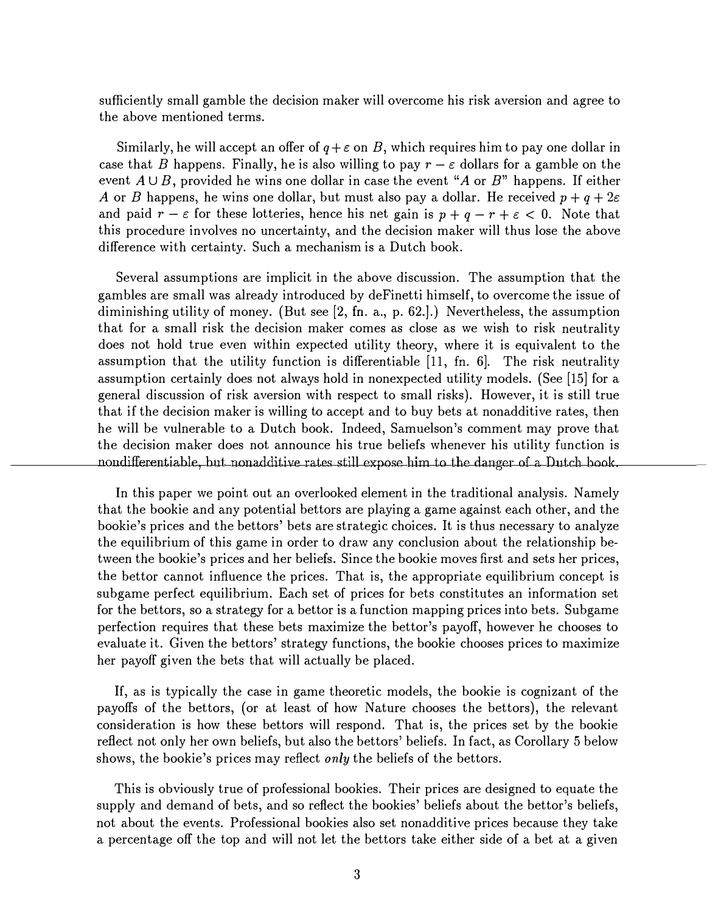sufficiently small gamble the decision maker will overcome his risk aversion and agree to the above mentioned terms.

Similarly, he will accept an offer of $q+\varepsilon$ on $B$, which requires him to pay one dollar in case that $B$ happens. Finally, he is also willing to pay $r-\varepsilon$ dollars for a gamble on the event $A \cup B$, provided he wins one dollar in case the event "$A$ or $B$" happens. If either $A$ or $B$ happens, he wins one dollar, but must also pay a dollar. He received $p+q+2\varepsilon$ and paid $r-\varepsilon$ for these lotteries, hence his net gain is $p+q-r+\varepsilon < 0$. Note that this procedure involves no uncertainty, and the decision maker will thus lose the above difference with certainty. Such a mechanism is a Dutch book.

Several assumptions are implicit in the above discussion. The assumption that the gambles are small was already introduced by deFinetti himself, to overcome the issue of diminishing utility of money. (But see [2, fn. a., p. 62.].) Nevertheless, the assumption that for a small risk the decision maker comes as close as we wish to risk neutrality does not hold true even within expected utility theory, where it is equivalent to the assumption that the utility function is differentiable [11, fn. 6]. The risk neutrality assumption certainly does not always hold in nonexpected utility models. (See [15] for a general discussion of risk aversion with respect to small risks). However, it is still true that if the decision maker is willing to accept and to buy bets at nonadditive rates, then he will be vulnerable to a Dutch book. Indeed, Samuelson's comment may prove that the decision maker does not announce his true beliefs whenever his utility function is nondifferentiable, but nonadditive rates still expose him to the danger of a Dutch book.

In this paper we point out an overlooked element in the traditional analysis. Namely that the bookie and any potential bettors are playing a game against each other, and the bookie's prices and the bettors' bets are strategic choices. It is thus necessary to analyze the equilibrium of this game in order to draw any conclusion about the relationship between the bookie's prices and her beliefs. Since the bookie moves first and sets her prices, the bettor cannot influence the prices. That is, the appropriate equilibrium concept is subgame perfect equilibrium. Each set of prices for bets constitutes an information set for the bettors, so a strategy for a bettor is a function mapping prices into bets. Subgame perfection requires that these bets maximize the bettor's payoff, however he chooses to evaluate it. Given the bettors' strategy functions, the bookie chooses prices to maximize her payoff given the bets that will actually be placed.

If, as is typically the case in game theoretic models, the bookie is cognizant of the payoffs of the bettors, (or at least of how Nature chooses the bettors), the relevant consideration is how these bettors will respond. That is, the prices set by the bookie reflect not only her own beliefs, but also the bettors' beliefs. In fact, as Corollary 5 below shows, the bookie's prices may reflect *only* the beliefs of the bettors.

This is obviously true of professional bookies. Their prices are designed to equate the supply and demand of bets, and so reflect the bookies' beliefs about the bettor's beliefs, not about the events. Professional bookies also set nonadditive prices because they take a percentage off the top and will not let the bettors take either side of a bet at a given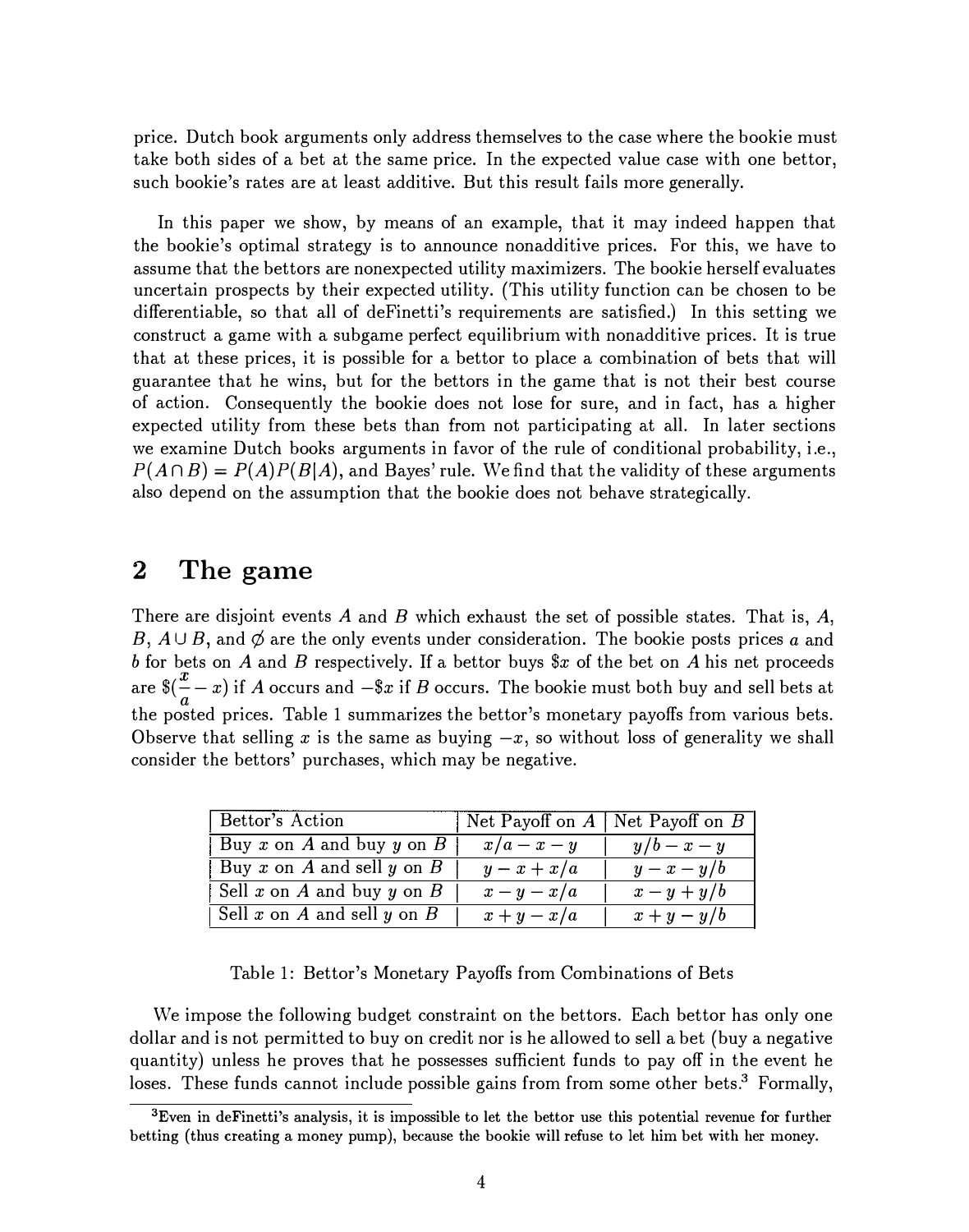price. Dutch book arguments only address themselves to the case where the bookie must take both sides of a bet at the same price. In the expected value case with one bettor, such bookie's rates are at least additive. But this result fails more generally.

In this paper we show, by means of an example, that it may indeed happen that the bookie's optimal strategy is to announce nonadditive prices. For this, we have to assume that the bettors are nonexpected utility maximizers. The bookie herself evaluates uncertain prospects by their expected utility. (This utility function can be chosen to be differentiable, so that all of deFinetti's requirements are satisfied.) In this setting we construct a game with a subgame perfect equilibrium with nonadditive prices. It is true that at these prices, it is possible for a bettor to place a combination of bets that will guarantee that he wins, but for the bettors in the game that is not their best course of action. Consequently the bookie does not lose for sure, and in fact, has a higher expected utility from these bets than from not participating at all. In later sections we examine Dutch books arguments in favor of the rule of conditional probability, i.e., $P(A \cap B) = P(A)P(B|A)$, and Bayes' rule. We find that the validity of these arguments also depend on the assumption that the bookie does not behave strategically.

## 2 The game

There are disjoint events $A$ and $B$ which exhaust the set of possible states. That is, $A$, $B$, $A \cup B$, and $\emptyset$ are the only events under consideration. The bookie posts prices $a$ and $b$ for bets on $A$ and $B$ respectively. If a bettor buys $\$x$ of the bet on $A$ his net proceeds are $\$(\frac{x}{a} - x)$ if $A$ occurs and $-\$x$ if $B$ occurs. The bookie must both buy and sell bets at the posted prices. Table 1 summarizes the bettor's monetary payoffs from various bets. Observe that selling $x$ is the same as buying $-x$, so without loss of generality we shall consider the bettors' purchases, which may be negative.

| Bettor's Action | Net Payoff on $A$ | Net Payoff on $B$ |
|---|---|---|
| Buy $x$ on $A$ and buy $y$ on $B$ | $x/a - x - y$ | $y/b - x - y$ |
| Buy $x$ on $A$ and sell $y$ on $B$ | $y - x + x/a$ | $y - x - y/b$ |
| Sell $x$ on $A$ and buy $y$ on $B$ | $x - y - x/a$ | $x - y + y/b$ |
| Sell $x$ on $A$ and sell $y$ on $B$ | $x + y - x/a$ | $x + y - y/b$ |

Table 1: Bettor's Monetary Payoffs from Combinations of Bets

We impose the following budget constraint on the bettors. Each bettor has only one dollar and is not permitted to buy on credit nor is he allowed to sell a bet (buy a negative quantity) unless he proves that he possesses sufficient funds to pay off in the event he loses. These funds cannot include possible gains from from some other bets.[3] Formally,

[3] Even in deFinetti's analysis, it is impossible to let the bettor use this potential revenue for further betting (thus creating a money pump), because the bookie will refuse to let him bet with her money.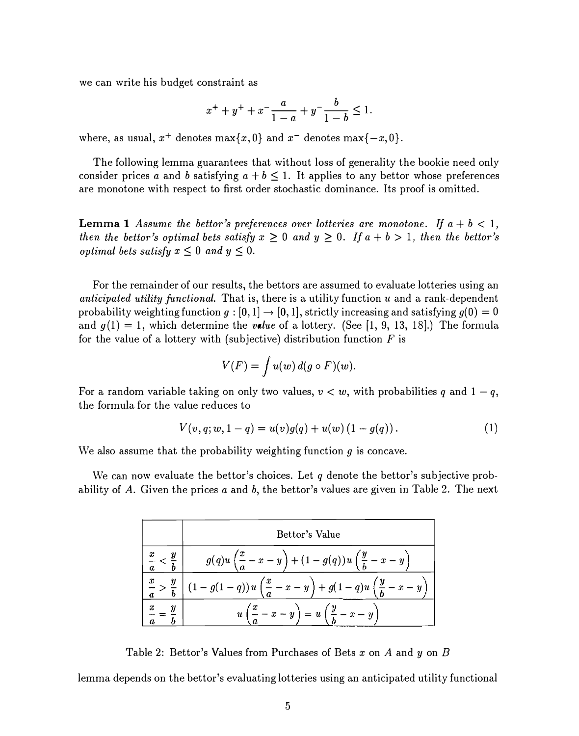we can write his budget constraint as

$$x^+ + y^+ + x^- \frac{a}{1-a} + y^- \frac{b}{1-b} \leq 1.$$

where, as usual, $x^+$ denotes $\max\{x, 0\}$ and $x^-$ denotes $\max\{-x, 0\}$.

The following lemma guarantees that without loss of generality the bookie need only consider prices $a$ and $b$ satisfying $a + b \leq 1$. It applies to any bettor whose preferences are monotone with respect to first order stochastic dominance. Its proof is omitted.

**Lemma 1** *Assume the bettor's preferences over lotteries are monotone. If $a + b < 1$, then the bettor's optimal bets satisfy $x \geq 0$ and $y \geq 0$. If $a + b > 1$, then the bettor's optimal bets satisfy $x \leq 0$ and $y \leq 0$.*

For the remainder of our results, the bettors are assumed to evaluate lotteries using an *anticipated utility functional.* That is, there is a utility function $u$ and a rank-dependent probability weighting function $g : [0, 1] \to [0, 1]$, strictly increasing and satisfying $g(0) = 0$ and $g(1) = 1$, which determine the *value* of a lottery. (See [1, 9, 13, 18].) The formula for the value of a lottery with (subjective) distribution function $F$ is

$$V(F) = \int u(w)\, d(g \circ F)(w).$$

For a random variable taking on only two values, $v < w$, with probabilities $q$ and $1 - q$, the formula for the value reduces to

$$V(v, q; w, 1-q) = u(v)g(q) + u(w)\left(1 - g(q)\right). \tag{1}$$

We also assume that the probability weighting function $g$ is concave.

We can now evaluate the bettor's choices. Let $q$ denote the bettor's subjective probability of $A$. Given the prices $a$ and $b$, the bettor's values are given in Table 2. The next

| | Bettor's Value |
|---|---|
| $\frac{x}{a} < \frac{y}{b}$ | $g(q)u\left(\frac{x}{a} - x - y\right) + (1 - g(q))u\left(\frac{y}{b} - x - y\right)$ |
| $\frac{x}{a} > \frac{y}{b}$ | $(1 - g(1-q))\, u\left(\frac{x}{a} - x - y\right) + g(1-q)u\left(\frac{y}{b} - x - y\right)$ |
| $\frac{x}{a} = \frac{y}{b}$ | $u\left(\frac{x}{a} - x - y\right) = u\left(\frac{y}{b} - x - y\right)$ |

Table 2: Bettor's Values from Purchases of Bets $x$ on $A$ and $y$ on $B$

lemma depends on the bettor's evaluating lotteries using an anticipated utility functional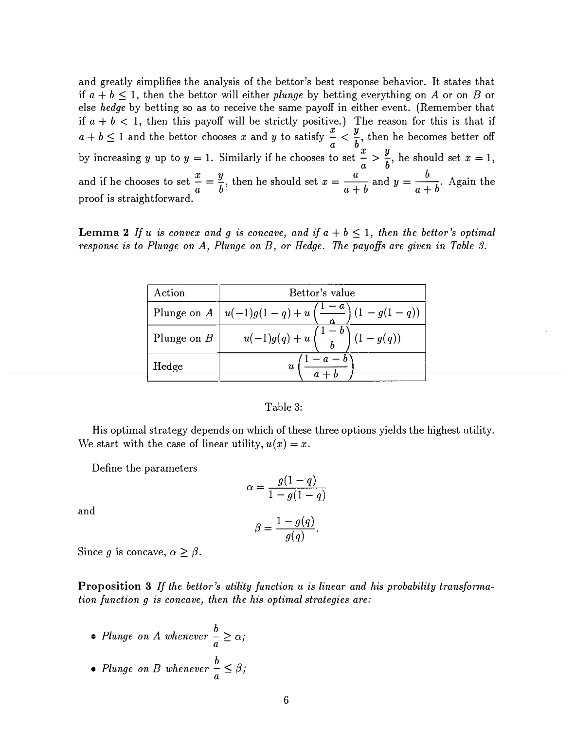and greatly simplifies the analysis of the bettor's best response behavior. It states that if $a + b \leq 1$, then the bettor will either *plunge* by betting everything on $A$ or on $B$ or else *hedge* by betting so as to receive the same payoff in either event. (Remember that if $a + b < 1$, then this payoff will be strictly positive.) The reason for this is that if $a + b \leq 1$ and the bettor chooses $x$ and $y$ to satisfy $\frac{x}{a} < \frac{y}{b}$, then he becomes better off by increasing $y$ up to $y = 1$. Similarly if he chooses to set $\frac{x}{a} > \frac{y}{b}$, he should set $x = 1$, and if he chooses to set $\frac{x}{a} = \frac{y}{b}$, then he should set $x = \frac{a}{a+b}$ and $y = \frac{b}{a+b}$. Again the proof is straightforward.

**Lemma 2** *If $u$ is convex and $g$ is concave, and if $a + b \leq 1$, then the bettor's optimal response is to Plunge on A, Plunge on B, or Hedge. The payoffs are given in Table 3.*

| Action | Bettor's value |
|---|---|
| Plunge on $A$ | $u(-1)g(1-q) + u\left(\frac{1-a}{a}\right)(1 - g(1-q))$ |
| Plunge on $B$ | $u(-1)g(q) + u\left(\frac{1-b}{b}\right)(1 - g(q))$ |
| Hedge | $u\left(\frac{1-a-b}{a+b}\right)$ |

Table 3:

His optimal strategy depends on which of these three options yields the highest utility. We start with the case of linear utility, $u(x) = x$.

Define the parameters

$$\alpha = \frac{g(1-q)}{1 - g(1-q)}$$

and

$$\beta = \frac{1 - g(q)}{g(q)}.$$

Since $g$ is concave, $\alpha \geq \beta$.

**Proposition 3** *If the bettor's utility function $u$ is linear and his probability transformation function $g$ is concave, then the his optimal strategies are:*

- *Plunge on A whenever $\frac{b}{a} \geq \alpha$;*
- *Plunge on B whenever $\frac{b}{a} \leq \beta$;*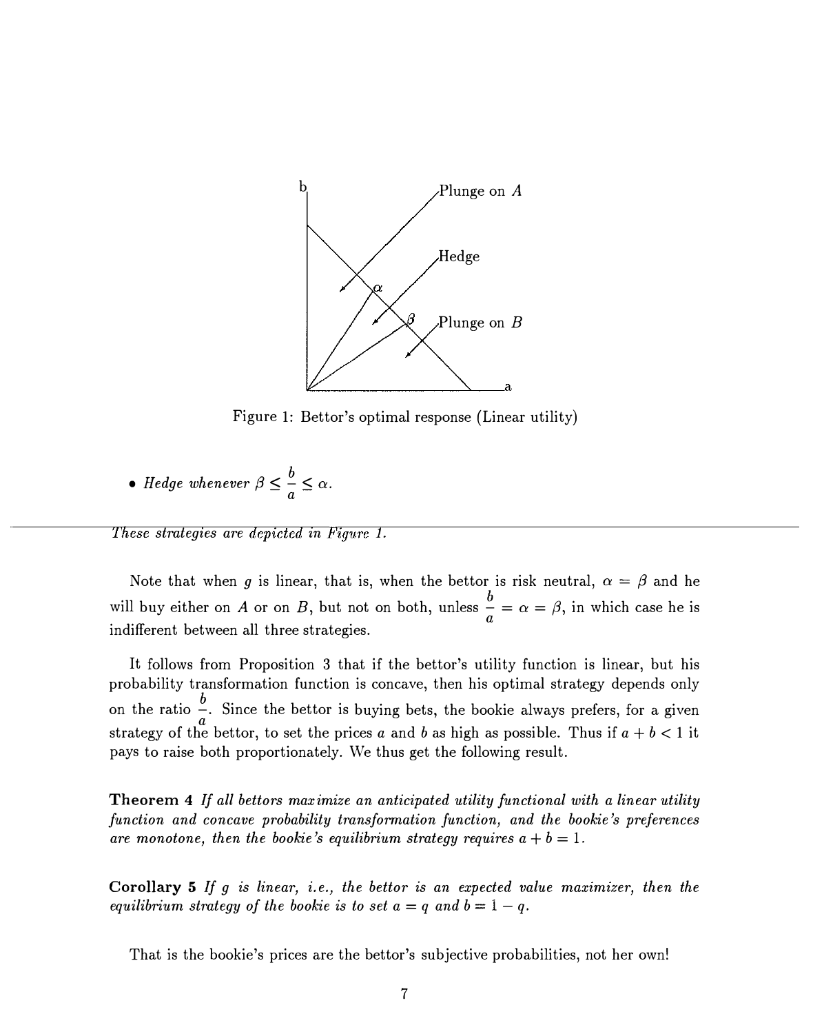Figure 1: Bettor's optimal response (Linear utility)

- *Hedge whenever* $\beta \leq \frac{b}{a} \leq \alpha$.

*These strategies are depicted in Figure 1.*

Note that when $g$ is linear, that is, when the bettor is risk neutral, $\alpha = \beta$ and he will buy either on $A$ or on $B$, but not on both, unless $\frac{b}{a} = \alpha = \beta$, in which case he is indifferent between all three strategies.

It follows from Proposition 3 that if the bettor's utility function is linear, but his probability transformation function is concave, then his optimal strategy depends only on the ratio $\frac{b}{a}$. Since the bettor is buying bets, the bookie always prefers, for a given strategy of the bettor, to set the prices $a$ and $b$ as high as possible. Thus if $a + b < 1$ it pays to raise both proportionately. We thus get the following result.

**Theorem 4** *If all bettors maximize an anticipated utility functional with a linear utility function and concave probability transformation function, and the bookie's preferences are monotone, then the bookie's equilibrium strategy requires* $a + b = 1$.

**Corollary 5** *If* $g$ *is linear, i.e., the bettor is an expected value maximizer, then the equilibrium strategy of the bookie is to set* $a = q$ *and* $b = 1 - q$.

That is the bookie's prices are the bettor's subjective probabilities, not her own!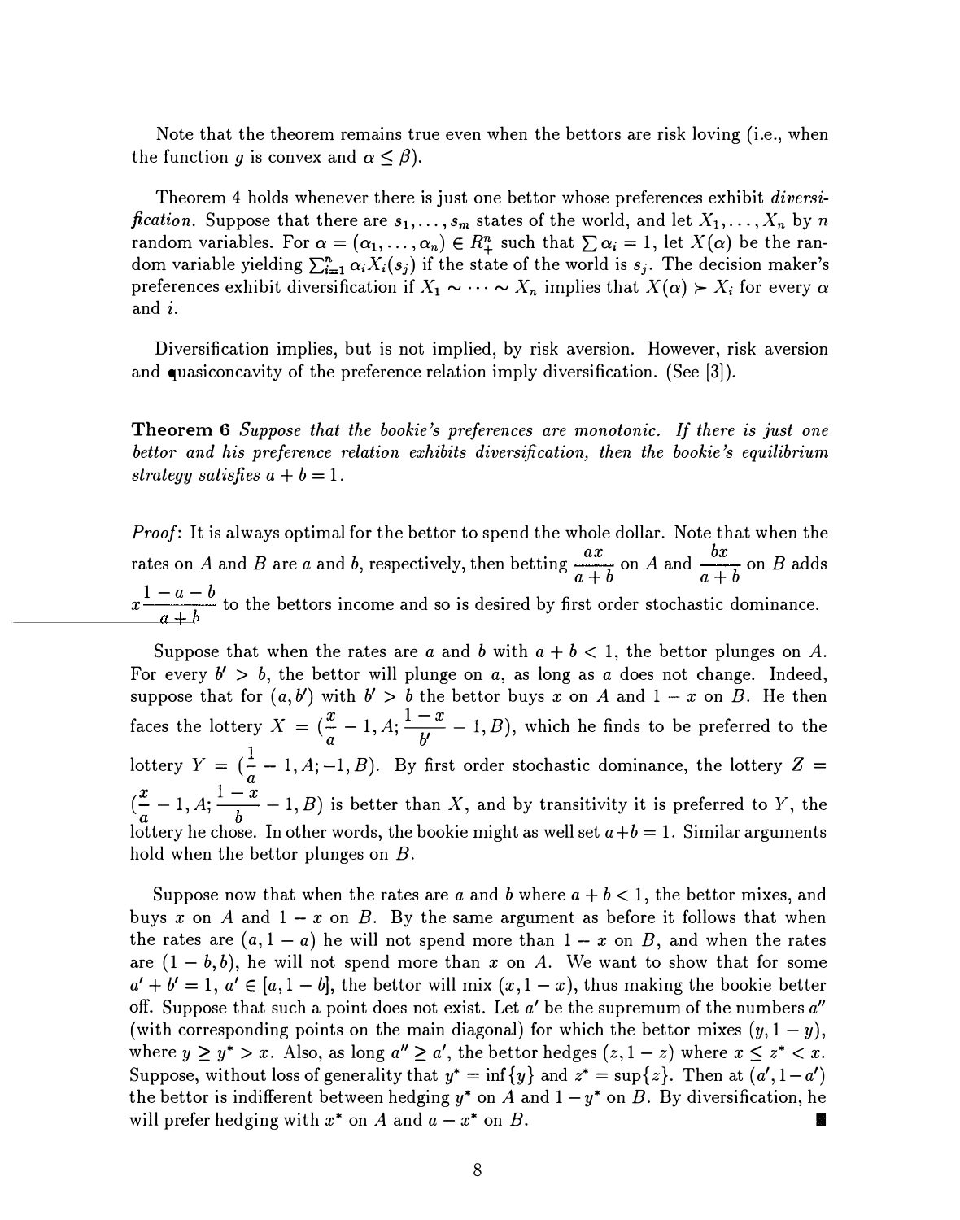Note that the theorem remains true even when the bettors are risk loving (i.e., when the function $g$ is convex and $\alpha \leq \beta$).

Theorem 4 holds whenever there is just one bettor whose preferences exhibit *diversification*. Suppose that there are $s_1, \ldots, s_m$ states of the world, and let $X_1, \ldots, X_n$ by $n$ random variables. For $\alpha = (\alpha_1, \ldots, \alpha_n) \in R_+^n$ such that $\sum \alpha_i = 1$, let $X(\alpha)$ be the random variable yielding $\sum_{i=1}^n \alpha_i X_i(s_j)$ if the state of the world is $s_j$. The decision maker's preferences exhibit diversification if $X_1 \sim \cdots \sim X_n$ implies that $X(\alpha) \succ X_i$ for every $\alpha$ and $i$.

Diversification implies, but is not implied, by risk aversion. However, risk aversion and quasiconcavity of the preference relation imply diversification. (See [3]).

**Theorem 6** *Suppose that the bookie's preferences are monotonic. If there is just one bettor and his preference relation exhibits diversification, then the bookie's equilibrium strategy satisfies $a + b = 1$.*

*Proof*: It is always optimal for the bettor to spend the whole dollar. Note that when the rates on $A$ and $B$ are $a$ and $b$, respectively, then betting $\frac{ax}{a+b}$ on $A$ and $\frac{bx}{a+b}$ on $B$ adds $x\frac{1-a-b}{a+b}$ to the bettors income and so is desired by first order stochastic dominance.

Suppose that when the rates are $a$ and $b$ with $a + b < 1$, the bettor plunges on $A$. For every $b' > b$, the bettor will plunge on $a$, as long as $a$ does not change. Indeed, suppose that for $(a, b')$ with $b' > b$ the bettor buys $x$ on $A$ and $1 - x$ on $B$. He then faces the lottery $X = (\frac{x}{a} - 1, A; \frac{1-x}{b'} - 1, B)$, which he finds to be preferred to the lottery $Y = (\frac{1}{a} - 1, A; -1, B)$. By first order stochastic dominance, the lottery $Z = (\frac{x}{a} - 1, A; \frac{1-x}{b} - 1, B)$ is better than $X$, and by transitivity it is preferred to $Y$, the lottery he chose. In other words, the bookie might as well set $a+b = 1$. Similar arguments hold when the bettor plunges on $B$.

Suppose now that when the rates are $a$ and $b$ where $a + b < 1$, the bettor mixes, and buys $x$ on $A$ and $1 - x$ on $B$. By the same argument as before it follows that when the rates are $(a, 1 - a)$ he will not spend more than $1 - x$ on $B$, and when the rates are $(1 - b, b)$, he will not spend more than $x$ on $A$. We want to show that for some $a' + b' = 1$, $a' \in [a, 1 - b]$, the bettor will mix $(x, 1 - x)$, thus making the bookie better off. Suppose that such a point does not exist. Let $a'$ be the supremum of the numbers $a''$ (with corresponding points on the main diagonal) for which the bettor mixes $(y, 1 - y)$, where $y \geq y^* > x$. Also, as long $a'' \geq a'$, the bettor hedges $(z, 1 - z)$ where $x \leq z^* < x$. Suppose, without loss of generality that $y^* = \inf\{y\}$ and $z^* = \sup\{z\}$. Then at $(a', 1-a')$ the bettor is indifferent between hedging $y^*$ on $A$ and $1-y^*$ on $B$. By diversification, he will prefer hedging with $x^*$ on $A$ and $a - x^*$ on $B$. ∎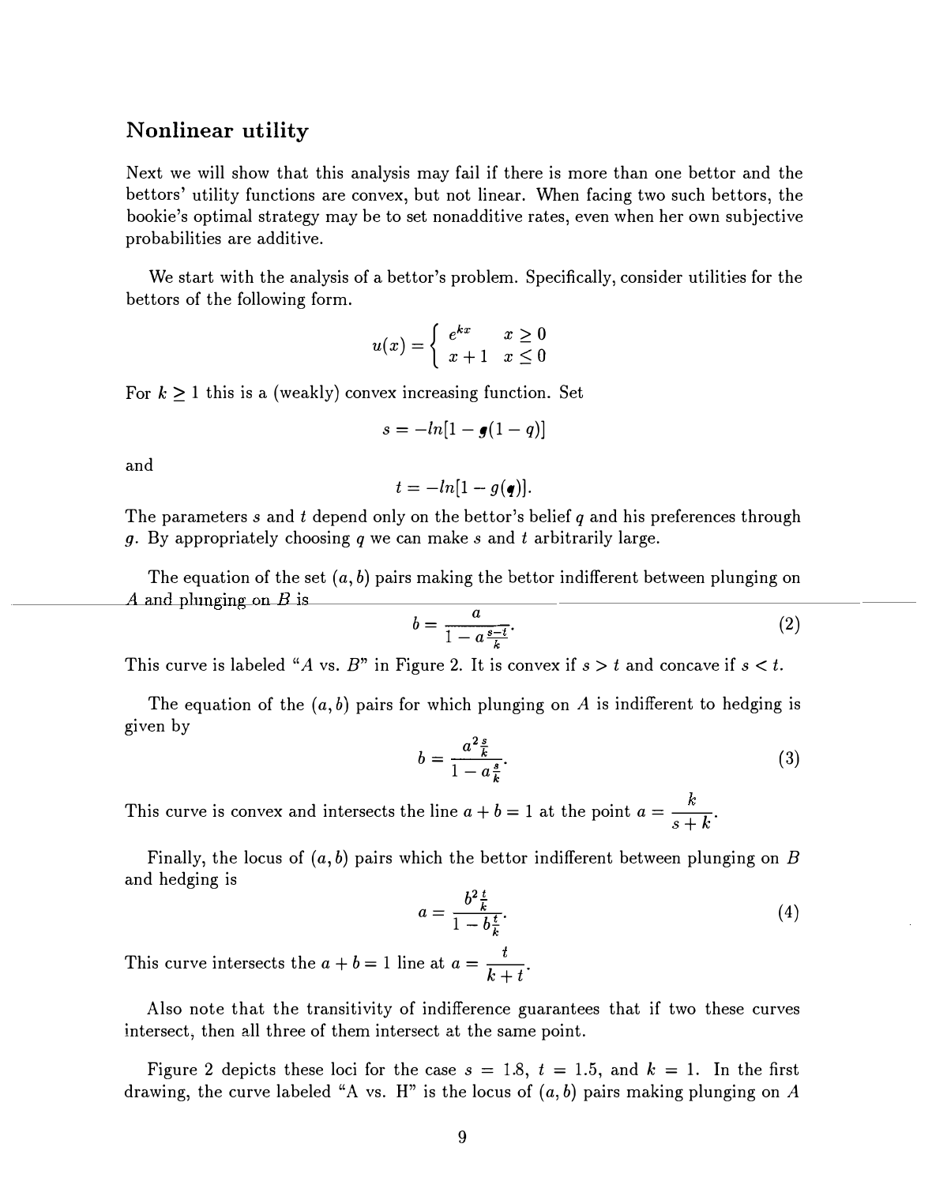## Nonlinear utility

Next we will show that this analysis may fail if there is more than one bettor and the bettors' utility functions are convex, but not linear. When facing two such bettors, the bookie's optimal strategy may be to set nonadditive rates, even when her own subjective probabilities are additive.

We start with the analysis of a bettor's problem. Specifically, consider utilities for the bettors of the following form.

$$u(x) = \begin{cases} e^{kx} & x \geq 0 \\ x+1 & x \leq 0 \end{cases}$$

For $k \geq 1$ this is a (weakly) convex increasing function. Set

$$s = -ln[1 - g(1-q)]$$

and

$$t = -ln[1 - g(q)].$$

The parameters $s$ and $t$ depend only on the bettor's belief $q$ and his preferences through $g$. By appropriately choosing $q$ we can make $s$ and $t$ arbitrarily large.

The equation of the set $(a, b)$ pairs making the bettor indifferent between plunging on $A$ and plunging on $B$ is

$$b = \frac{a}{1 - a^{\frac{s-t}{k}}}. \tag{2}$$

This curve is labeled "$A$ vs. $B$" in Figure 2. It is convex if $s > t$ and concave if $s < t$.

The equation of the $(a, b)$ pairs for which plunging on $A$ is indifferent to hedging is given by

$$b = \frac{a^{2\frac{s}{k}}}{1 - a^{\frac{s}{k}}}. \tag{3}$$

This curve is convex and intersects the line $a + b = 1$ at the point $a = \dfrac{k}{s+k}$.

Finally, the locus of $(a, b)$ pairs which the bettor indifferent between plunging on $B$ and hedging is

$$a = \frac{b^{2\frac{t}{k}}}{1 - b^{\frac{t}{k}}}. \tag{4}$$

This curve intersects the $a + b = 1$ line at $a = \dfrac{t}{k+t}$.

Also note that the transitivity of indifference guarantees that if two these curves intersect, then all three of them intersect at the same point.

Figure 2 depicts these loci for the case $s = 1.8$, $t = 1.5$, and $k = 1$. In the first drawing, the curve labeled "A vs. H" is the locus of $(a, b)$ pairs making plunging on $A$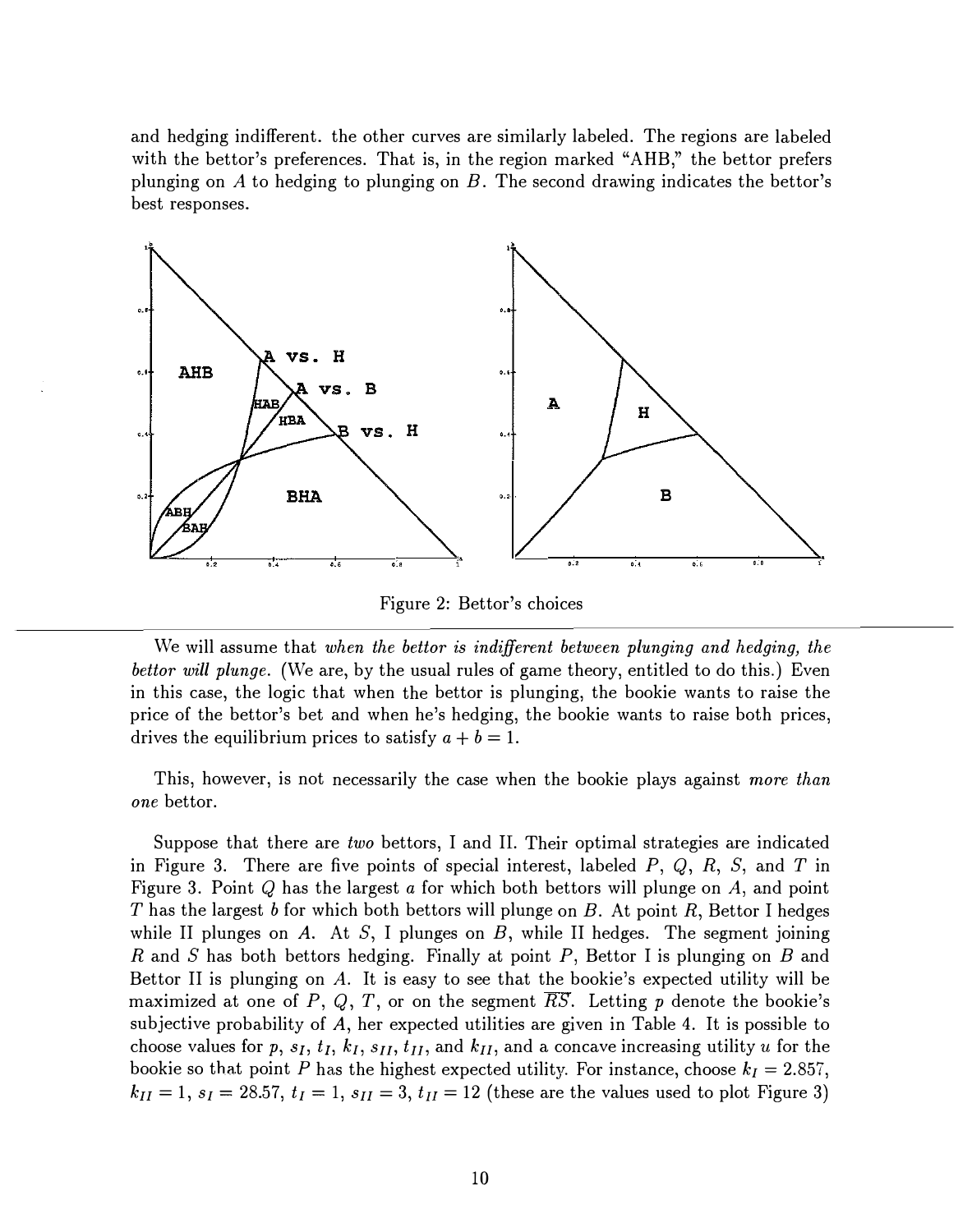and hedging indifferent. the other curves are similarly labeled. The regions are labeled with the bettor's preferences. That is, in the region marked "AHB," the bettor prefers plunging on $A$ to hedging to plunging on $B$. The second drawing indicates the bettor's best responses.

Figure 2: Bettor's choices

We will assume that *when the bettor is indifferent between plunging and hedging, the bettor will plunge.* (We are, by the usual rules of game theory, entitled to do this.) Even in this case, the logic that when the bettor is plunging, the bookie wants to raise the price of the bettor's bet and when he's hedging, the bookie wants to raise both prices, drives the equilibrium prices to satisfy $a + b = 1$.

This, however, is not necessarily the case when the bookie plays against *more than one* bettor.

Suppose that there are *two* bettors, I and II. Their optimal strategies are indicated in Figure 3. There are five points of special interest, labeled $P$, $Q$, $R$, $S$, and $T$ in Figure 3. Point $Q$ has the largest $a$ for which both bettors will plunge on $A$, and point $T$ has the largest $b$ for which both bettors will plunge on $B$. At point $R$, Bettor I hedges while II plunges on $A$. At $S$, I plunges on $B$, while II hedges. The segment joining $R$ and $S$ has both bettors hedging. Finally at point $P$, Bettor I is plunging on $B$ and Bettor II is plunging on $A$. It is easy to see that the bookie's expected utility will be maximized at one of $P$, $Q$, $T$, or on the segment $\overline{RS}$. Letting $p$ denote the bookie's subjective probability of $A$, her expected utilities are given in Table 4. It is possible to choose values for $p$, $s_I$, $t_I$, $k_I$, $s_{II}$, $t_{II}$, and $k_{II}$, and a concave increasing utility $u$ for the bookie so that point $P$ has the highest expected utility. For instance, choose $k_I = 2.857$, $k_{II} = 1$, $s_I = 28.57$, $t_I = 1$, $s_{II} = 3$, $t_{II} = 12$ (these are the values used to plot Figure 3)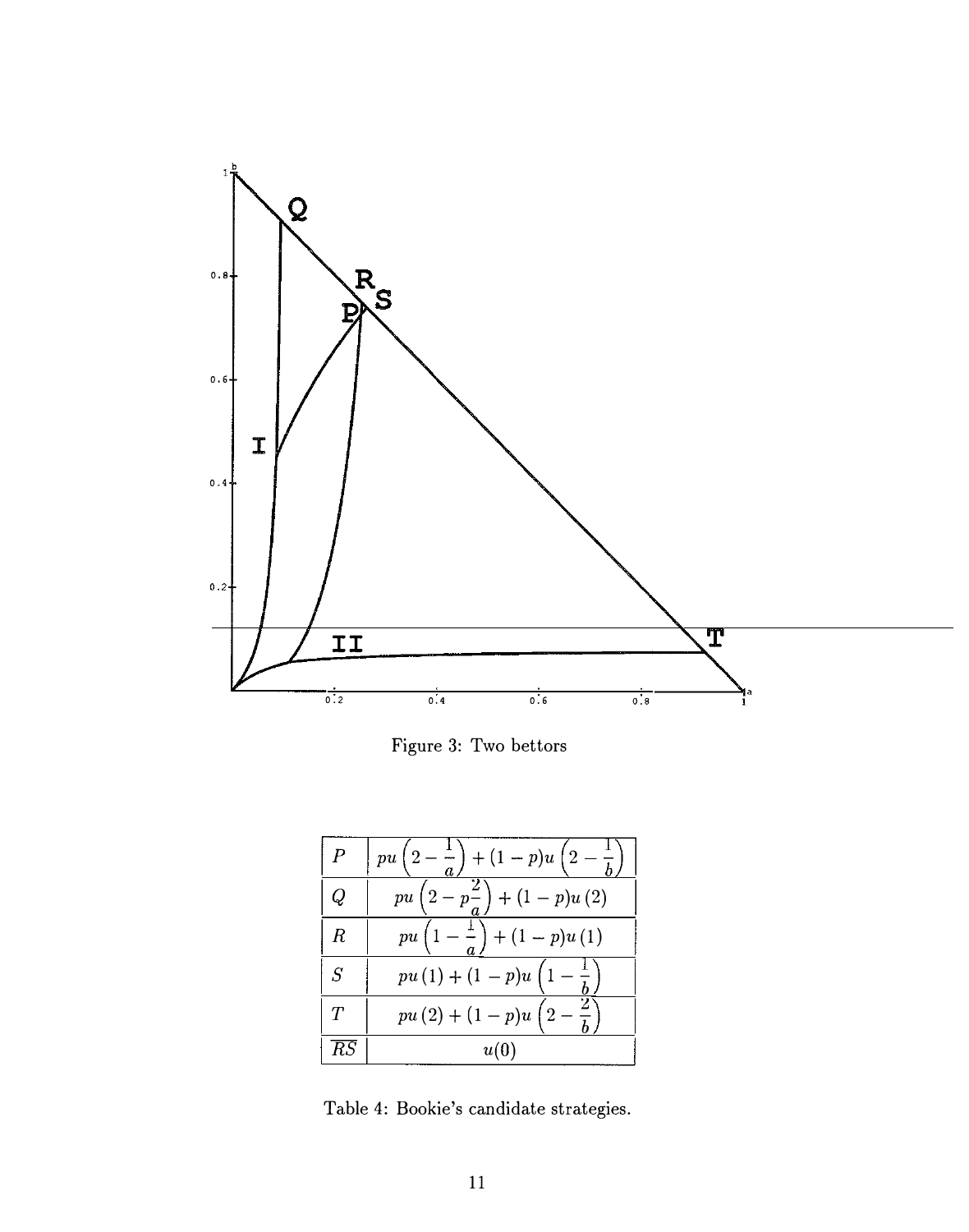Figure 3: Two bettors

| | |
|---|---|
| $P$ | $pu\left(2-\frac{1}{a}\right)+(1-p)u\left(2-\frac{1}{b}\right)$ |
| $Q$ | $pu\left(2-p\frac{2}{a}\right)+(1-p)u\left(2\right)$ |
| $R$ | $pu\left(1-\frac{1}{a}\right)+(1-p)u\left(1\right)$ |
| $S$ | $pu\left(1\right)+(1-p)u\left(1-\frac{1}{b}\right)$ |
| $T$ | $pu\left(2\right)+(1-p)u\left(2-\frac{2}{b}\right)$ |
| $\overline{RS}$ | $u(0)$ |

Table 4: Bookie's candidate strategies.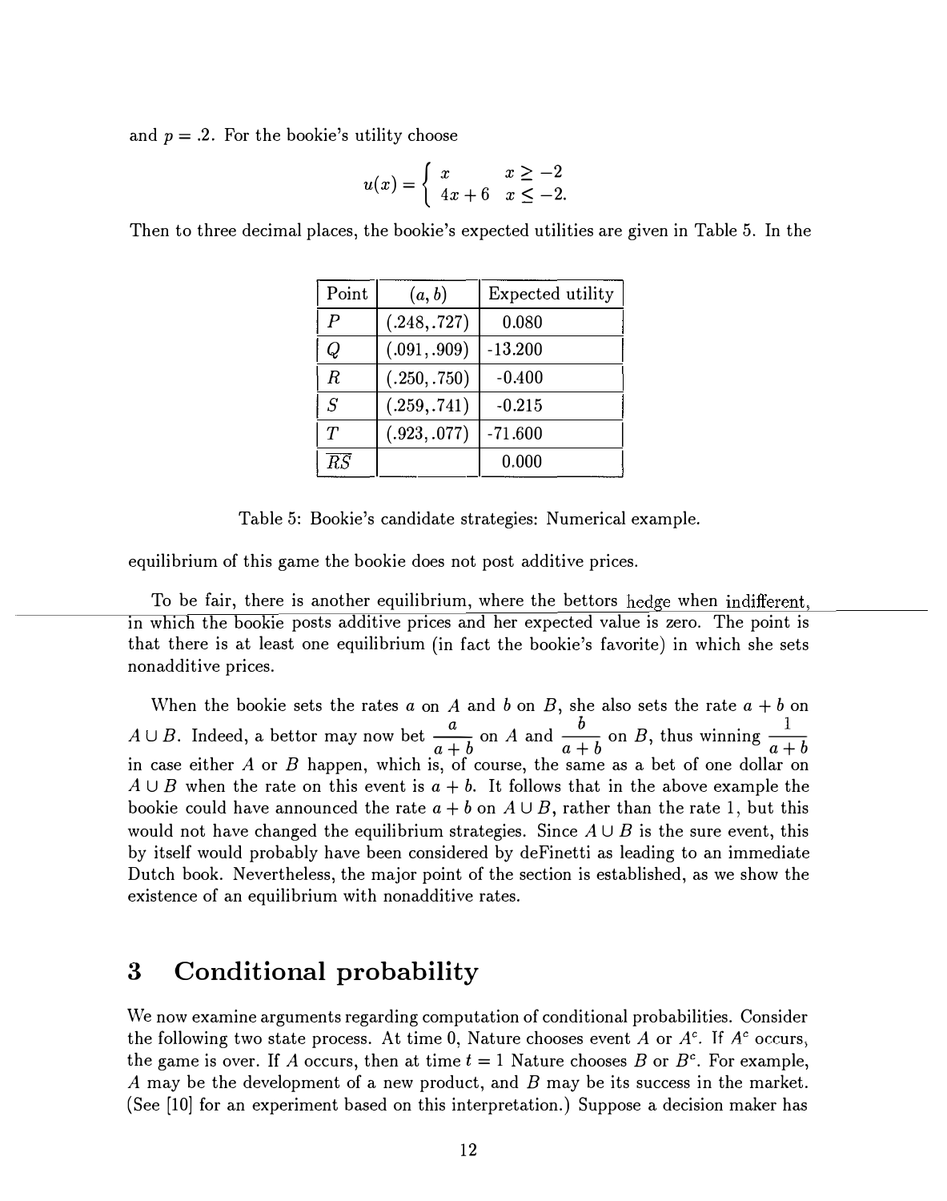and $p = .2$. For the bookie's utility choose

$$u(x) = \begin{cases} x & x \geq -2 \\ 4x + 6 & x \leq -2. \end{cases}$$

Then to three decimal places, the bookie's expected utilities are given in Table 5. In the equilibrium of this game the bookie does not post additive prices.

| Point | $(a, b)$ | Expected utility |
|---|---|---|
| $P$ | (.248,.727) | 0.080 |
| $Q$ | (.091,.909) | -13.200 |
| $R$ | (.250,.750) | -0.400 |
| $S$ | (.259,.741) | -0.215 |
| $T$ | (.923,.077) | -71.600 |
| $\overline{RS}$ | | 0.000 |

Table 5: Bookie's candidate strategies: Numerical example.

To be fair, there is another equilibrium, where the bettors hedge when indifferent, in which the bookie posts additive prices and her expected value is zero. The point is that there is at least one equilibrium (in fact the bookie's favorite) in which she sets nonadditive prices.

When the bookie sets the rates $a$ on $A$ and $b$ on $B$, she also sets the rate $a + b$ on $A \cup B$. Indeed, a bettor may now bet $\frac{a}{a+b}$ on $A$ and $\frac{b}{a+b}$ on $B$, thus winning $\frac{1}{a+b}$ in case either $A$ or $B$ happen, which is, of course, the same as a bet of one dollar on $A \cup B$ when the rate on this event is $a + b$. It follows that in the above example the bookie could have announced the rate $a + b$ on $A \cup B$, rather than the rate 1, but this would not have changed the equilibrium strategies. Since $A \cup B$ is the sure event, this by itself would probably have been considered by deFinetti as leading to an immediate Dutch book. Nevertheless, the major point of the section is established, as we show the existence of an equilibrium with nonadditive rates.

# 3 Conditional probability

We now examine arguments regarding computation of conditional probabilities. Consider the following two state process. At time 0, Nature chooses event $A$ or $A^c$. If $A^c$ occurs, the game is over. If $A$ occurs, then at time $t = 1$ Nature chooses $B$ or $B^c$. For example, $A$ may be the development of a new product, and $B$ may be its success in the market. (See [10] for an experiment based on this interpretation.) Suppose a decision maker has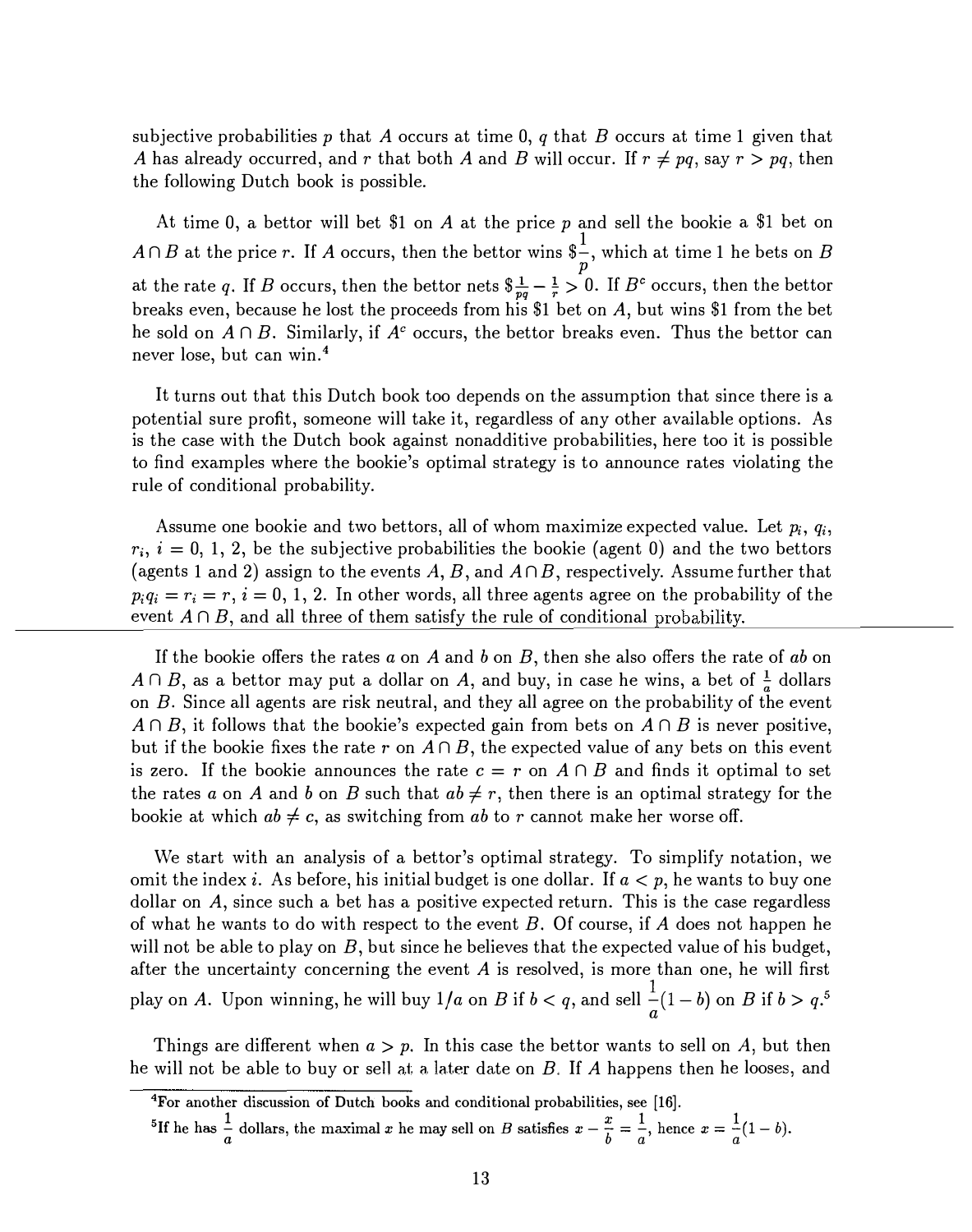subjective probabilities $p$ that $A$ occurs at time 0, $q$ that $B$ occurs at time 1 given that $A$ has already occurred, and $r$ that both $A$ and $B$ will occur. If $r \neq pq$, say $r > pq$, then the following Dutch book is possible.

At time 0, a bettor will bet \$1 on $A$ at the price $p$ and sell the bookie a \$1 bet on $A \cap B$ at the price $r$. If $A$ occurs, then the bettor wins $\$\frac{1}{p}$, which at time 1 he bets on $B$ at the rate $q$. If $B$ occurs, then the bettor nets $\$\frac{1}{pq} - \frac{1}{r} > 0$. If $B^c$ occurs, then the bettor breaks even, because he lost the proceeds from his \$1 bet on $A$, but wins \$1 from the bet he sold on $A \cap B$. Similarly, if $A^c$ occurs, the bettor breaks even. Thus the bettor can never lose, but can win.[4]

It turns out that this Dutch book too depends on the assumption that since there is a potential sure profit, someone will take it, regardless of any other available options. As is the case with the Dutch book against nonadditive probabilities, here too it is possible to find examples where the bookie's optimal strategy is to announce rates violating the rule of conditional probability.

Assume one bookie and two bettors, all of whom maximize expected value. Let $p_i$, $q_i$, $r_i$, $i = 0, 1, 2$, be the subjective probabilities the bookie (agent 0) and the two bettors (agents 1 and 2) assign to the events $A$, $B$, and $A \cap B$, respectively. Assume further that $p_i q_i = r_i = r$, $i = 0, 1, 2$. In other words, all three agents agree on the probability of the event $A \cap B$, and all three of them satisfy the rule of conditional probability.

If the bookie offers the rates $a$ on $A$ and $b$ on $B$, then she also offers the rate of $ab$ on $A \cap B$, as a bettor may put a dollar on $A$, and buy, in case he wins, a bet of $\frac{1}{a}$ dollars on $B$. Since all agents are risk neutral, and they all agree on the probability of the event $A \cap B$, it follows that the bookie's expected gain from bets on $A \cap B$ is never positive, but if the bookie fixes the rate $r$ on $A \cap B$, the expected value of any bets on this event is zero. If the bookie announces the rate $c = r$ on $A \cap B$ and finds it optimal to set the rates $a$ on $A$ and $b$ on $B$ such that $ab \neq r$, then there is an optimal strategy for the bookie at which $ab \neq c$, as switching from $ab$ to $r$ cannot make her worse off.

We start with an analysis of a bettor's optimal strategy. To simplify notation, we omit the index $i$. As before, his initial budget is one dollar. If $a < p$, he wants to buy one dollar on $A$, since such a bet has a positive expected return. This is the case regardless of what he wants to do with respect to the event $B$. Of course, if $A$ does not happen he will not be able to play on $B$, but since he believes that the expected value of his budget, after the uncertainty concerning the event $A$ is resolved, is more than one, he will first play on $A$. Upon winning, he will buy $1/a$ on $B$ if $b < q$, and sell $\frac{1}{a}(1 - b)$ on $B$ if $b > q$.[5]

Things are different when $a > p$. In this case the bettor wants to sell on $A$, but then he will not be able to buy or sell at a later date on $B$. If $A$ happens then he looses, and

[4] For another discussion of Dutch books and conditional probabilities, see [16].

[5] If he has $\frac{1}{a}$ dollars, the maximal $x$ he may sell on $B$ satisfies $x - \frac{x}{b} = \frac{1}{a}$, hence $x = \frac{1}{a}(1 - b)$.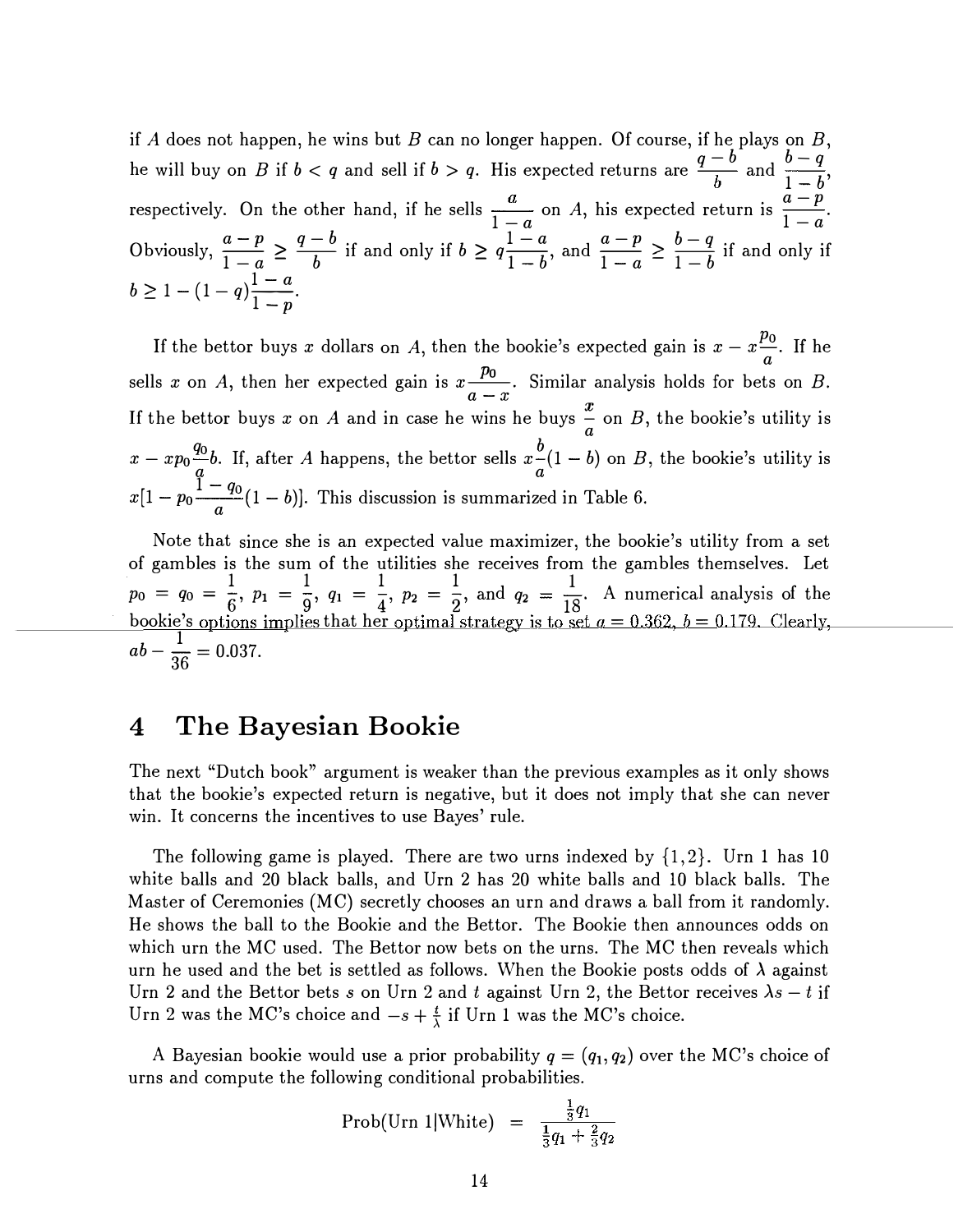if $A$ does not happen, he wins but $B$ can no longer happen. Of course, if he plays on $B$, he will buy on $B$ if $b < q$ and sell if $b > q$. His expected returns are $\frac{q-b}{b}$ and $\frac{b-q}{1-b}$, respectively. On the other hand, if he sells $\frac{a}{1-a}$ on $A$, his expected return is $\frac{a-p}{1-a}$. Obviously, $\frac{a-p}{1-a} \geq \frac{q-b}{b}$ if and only if $b \geq q\frac{1-a}{1-b}$, and $\frac{a-p}{1-a} \geq \frac{b-q}{1-b}$ if and only if $b \geq 1-(1-q)\frac{1-a}{1-p}$.

If the bettor buys $x$ dollars on $A$, then the bookie's expected gain is $x - x\frac{p_0}{a}$. If he sells $x$ on $A$, then her expected gain is $x\frac{p_0}{a-x}$. Similar analysis holds for bets on $B$. If the bettor buys $x$ on $A$ and in case he wins he buys $\frac{x}{a}$ on $B$, the bookie's utility is $x - xp_0\frac{q_0}{a}b$. If, after $A$ happens, the bettor sells $x\frac{b}{a}(1-b)$ on $B$, the bookie's utility is $x[1-p_0\frac{1-q_0}{a}(1-b)]$. This discussion is summarized in Table 6.

Note that since she is an expected value maximizer, the bookie's utility from a set of gambles is the sum of the utilities she receives from the gambles themselves. Let $p_0 = q_0 = \frac{1}{6}$, $p_1 = \frac{1}{9}$, $q_1 = \frac{1}{4}$, $p_2 = \frac{1}{2}$, and $q_2 = \frac{1}{18}$. A numerical analysis of the bookie's options implies that her optimal strategy is to set $a = 0.362$, $b = 0.179$. Clearly, $ab - \frac{1}{36} = 0.037$.

# 4 The Bayesian Bookie

The next "Dutch book" argument is weaker than the previous examples as it only shows that the bookie's expected return is negative, but it does not imply that she can never win. It concerns the incentives to use Bayes' rule.

The following game is played. There are two urns indexed by $\{1,2\}$. Urn 1 has 10 white balls and 20 black balls, and Urn 2 has 20 white balls and 10 black balls. The Master of Ceremonies (MC) secretly chooses an urn and draws a ball from it randomly. He shows the ball to the Bookie and the Bettor. The Bookie then announces odds on which urn the MC used. The Bettor now bets on the urns. The MC then reveals which urn he used and the bet is settled as follows. When the Bookie posts odds of $\lambda$ against Urn 2 and the Bettor bets $s$ on Urn 2 and $t$ against Urn 2, the Bettor receives $\lambda s - t$ if Urn 2 was the MC's choice and $-s + \frac{t}{\lambda}$ if Urn 1 was the MC's choice.

A Bayesian bookie would use a prior probability $q = (q_1, q_2)$ over the MC's choice of urns and compute the following conditional probabilities.

$$\text{Prob(Urn 1|White)} = \frac{\frac{1}{3}q_1}{\frac{1}{3}q_1 + \frac{2}{3}q_2}$$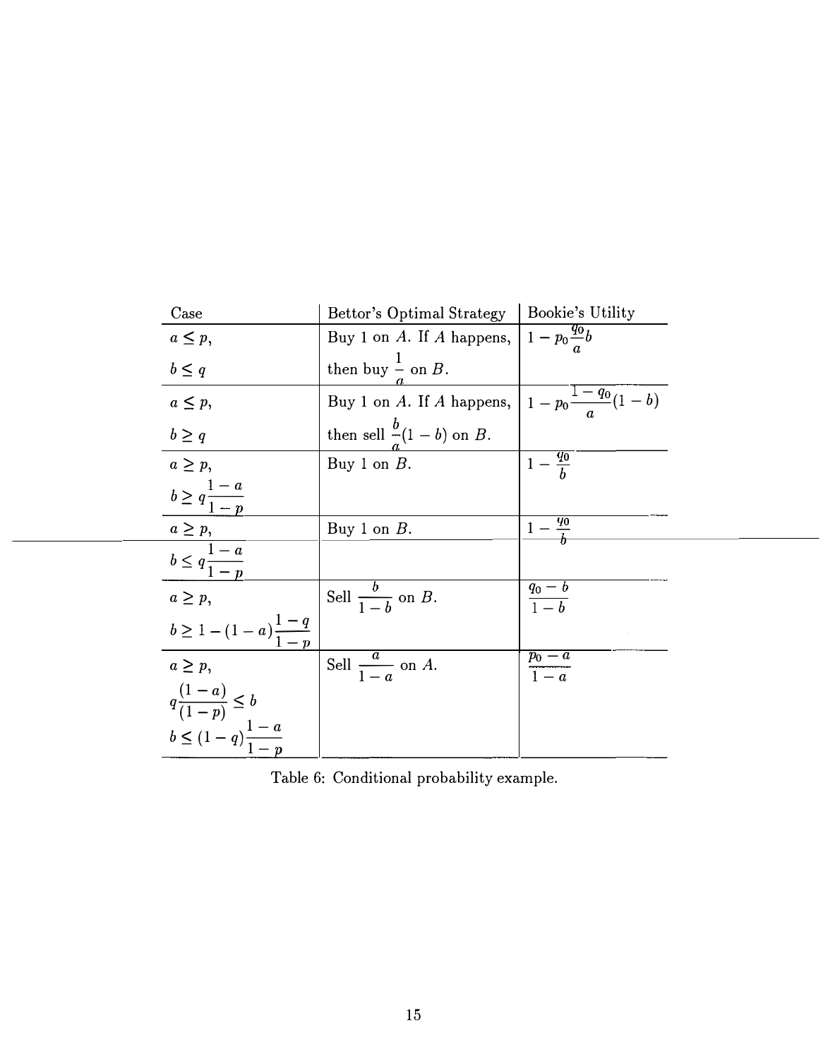| Case | Bettor's Optimal Strategy | Bookie's Utility |
|---|---|---|
| $a \leq p$, $b \leq q$ | Buy 1 on $A$. If $A$ happens, then buy $\frac{1}{a}$ on $B$. | $1 - p_0 \frac{q_0}{a} b$ |
| $a \leq p$, $b \geq q$ | Buy 1 on $A$. If $A$ happens, then sell $\frac{b}{a}(1-b)$ on $B$. | $1 - p_0 \frac{1-q_0}{a}(1-b)$ |
| $a \geq p$, $b \geq q\frac{1-a}{1-p}$ | Buy 1 on $B$. | $1 - \frac{q_0}{b}$ |
| $a \geq p$, $b \leq q\frac{1-a}{1-p}$ | Buy 1 on $B$. | $1 - \frac{q_0}{b}$ |
| $a \geq p$, $b \geq 1-(1-a)\frac{1-q}{1-p}$ | Sell $\frac{b}{1-b}$ on $B$. | $\frac{q_0 - b}{1-b}$ |
| $a \geq p$, $q\frac{(1-a)}{(1-p)} \leq b$, $b \leq (1-q)\frac{1-a}{1-p}$ | Sell $\frac{a}{1-a}$ on $A$. | $\frac{p_0 - a}{1-a}$ |

Table 6: Conditional probability example.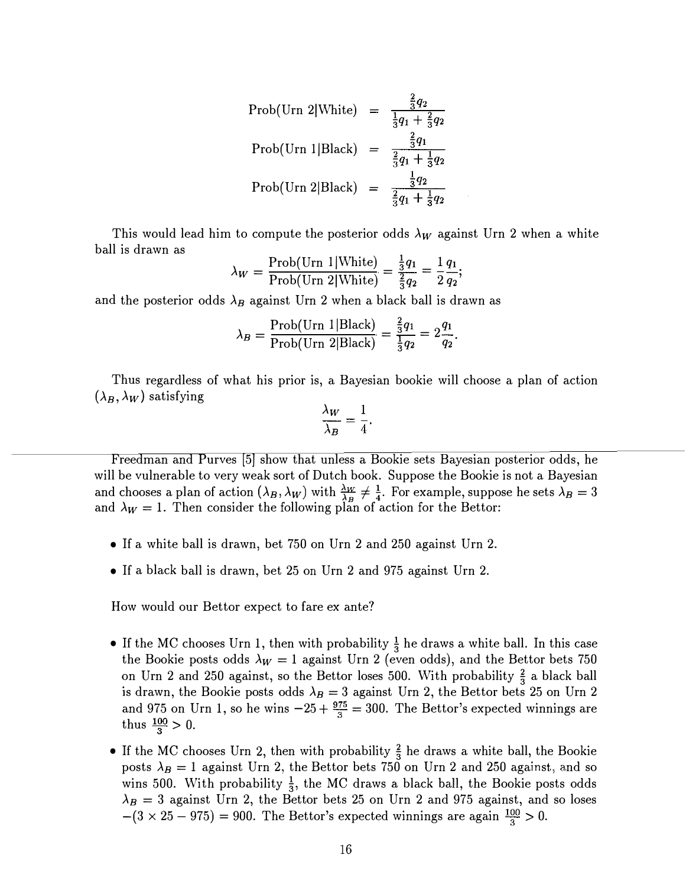$$\text{Prob(Urn 2|White)} = \frac{\frac{2}{3}q_2}{\frac{1}{3}q_1 + \frac{2}{3}q_2}$$

$$\text{Prob(Urn 1|Black)} = \frac{\frac{2}{3}q_1}{\frac{2}{3}q_1 + \frac{1}{3}q_2}$$

$$\text{Prob(Urn 2|Black)} = \frac{\frac{1}{3}q_2}{\frac{2}{3}q_1 + \frac{1}{3}q_2}$$

This would lead him to compute the posterior odds $\lambda_W$ against Urn 2 when a white ball is drawn as

$$\lambda_W = \frac{\text{Prob(Urn 1|White)}}{\text{Prob(Urn 2|White)}} = \frac{\frac{1}{3}q_1}{\frac{2}{3}q_2} = \frac{1}{2}\frac{q_1}{q_2};$$

and the posterior odds $\lambda_B$ against Urn 2 when a black ball is drawn as

$$\lambda_B = \frac{\text{Prob(Urn 1|Black)}}{\text{Prob(Urn 2|Black)}} = \frac{\frac{2}{3}q_1}{\frac{1}{3}q_2} = 2\frac{q_1}{q_2}.$$

Thus regardless of what his prior is, a Bayesian bookie will choose a plan of action $(\lambda_B, \lambda_W)$ satisfying

$$\frac{\lambda_W}{\lambda_B} = \frac{1}{4}.$$

Freedman and Purves [5] show that unless a Bookie sets Bayesian posterior odds, he will be vulnerable to very weak sort of Dutch book. Suppose the Bookie is not a Bayesian and chooses a plan of action $(\lambda_B, \lambda_W)$ with $\frac{\lambda_W}{\lambda_B} \neq \frac{1}{4}$. For example, suppose he sets $\lambda_B = 3$ and $\lambda_W = 1$. Then consider the following plan of action for the Bettor:

- If a white ball is drawn, bet 750 on Urn 2 and 250 against Urn 2.
- If a black ball is drawn, bet 25 on Urn 2 and 975 against Urn 2.

How would our Bettor expect to fare ex ante?

- If the MC chooses Urn 1, then with probability $\frac{1}{3}$ he draws a white ball. In this case the Bookie posts odds $\lambda_W = 1$ against Urn 2 (even odds), and the Bettor bets 750 on Urn 2 and 250 against, so the Bettor loses 500. With probability $\frac{2}{3}$ a black ball is drawn, the Bookie posts odds $\lambda_B = 3$ against Urn 2, the Bettor bets 25 on Urn 2 and 975 on Urn 1, so he wins $-25 + \frac{975}{3} = 300$. The Bettor's expected winnings are thus $\frac{100}{3} > 0$.
- If the MC chooses Urn 2, then with probability $\frac{2}{3}$ he draws a white ball, the Bookie posts $\lambda_B = 1$ against Urn 2, the Bettor bets 750 on Urn 2 and 250 against, and so wins 500. With probability $\frac{1}{3}$, the MC draws a black ball, the Bookie posts odds $\lambda_B = 3$ against Urn 2, the Bettor bets 25 on Urn 2 and 975 against, and so loses $-(3 \times 25 - 975) = 900$. The Bettor's expected winnings are again $\frac{100}{3} > 0$.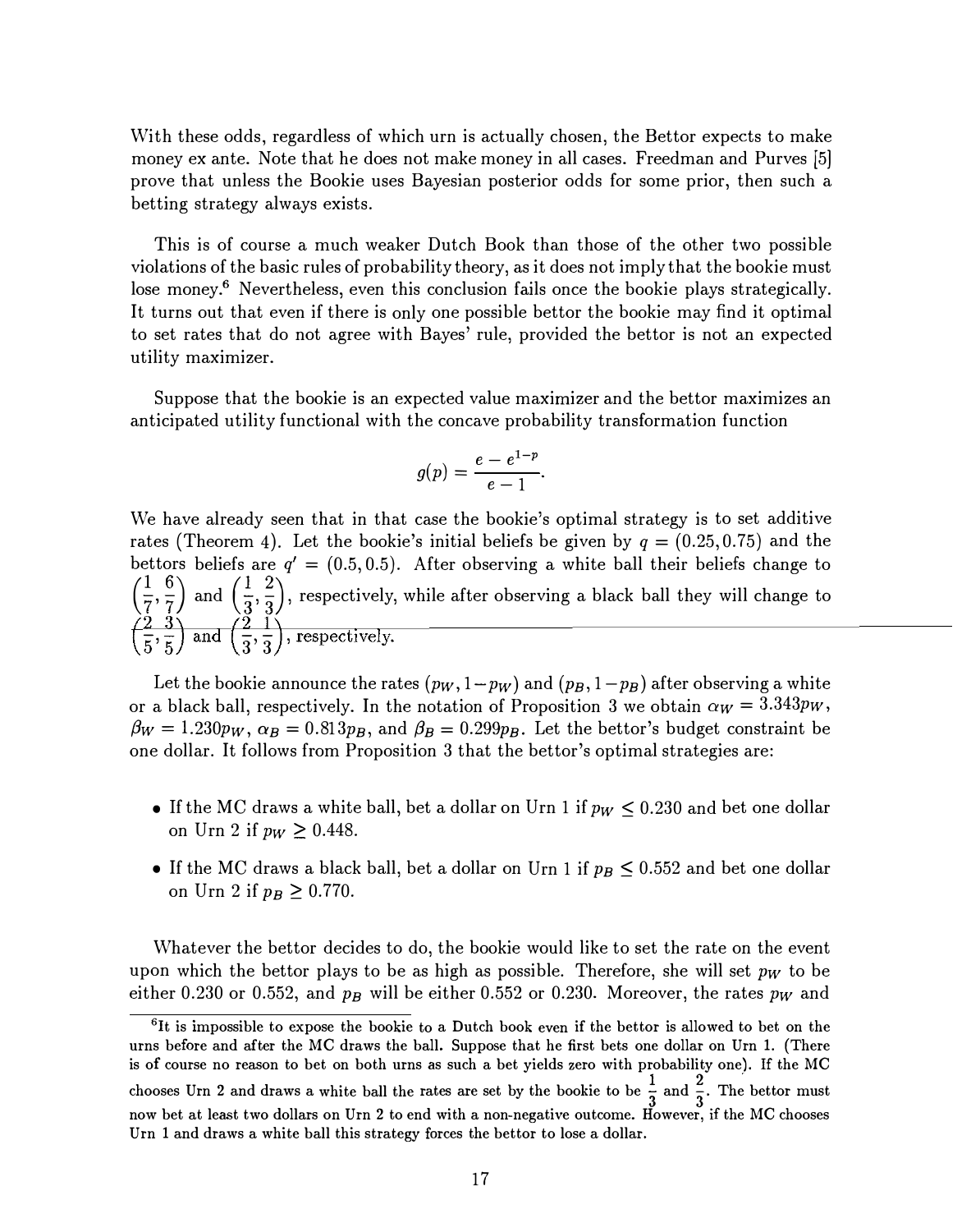With these odds, regardless of which urn is actually chosen, the Bettor expects to make money ex ante. Note that he does not make money in all cases. Freedman and Purves [5] prove that unless the Bookie uses Bayesian posterior odds for some prior, then such a betting strategy always exists.

This is of course a much weaker Dutch Book than those of the other two possible violations of the basic rules of probability theory, as it does not imply that the bookie must lose money.[6] Nevertheless, even this conclusion fails once the bookie plays strategically. It turns out that even if there is only one possible bettor the bookie may find it optimal to set rates that do not agree with Bayes' rule, provided the bettor is not an expected utility maximizer.

Suppose that the bookie is an expected value maximizer and the bettor maximizes an anticipated utility functional with the concave probability transformation function

$$g(p) = \frac{e - e^{1-p}}{e-1}.$$

We have already seen that in that case the bookie's optimal strategy is to set additive rates (Theorem 4). Let the bookie's initial beliefs be given by $q = (0.25, 0.75)$ and the bettors beliefs are $q' = (0.5, 0.5)$. After observing a white ball their beliefs change to $\left(\frac{1}{7}, \frac{6}{7}\right)$ and $\left(\frac{1}{3}, \frac{2}{3}\right)$, respectively, while after observing a black ball they will change to $\left(\frac{2}{5}, \frac{3}{5}\right)$ and $\left(\frac{2}{3}, \frac{1}{3}\right)$, respectively.

Let the bookie announce the rates $(p_W, 1-p_W)$ and $(p_B, 1-p_B)$ after observing a white or a black ball, respectively. In the notation of Proposition 3 we obtain $\alpha_W = 3.343p_W$, $\beta_W = 1.230p_W$, $\alpha_B = 0.813p_B$, and $\beta_B = 0.299p_B$. Let the bettor's budget constraint be one dollar. It follows from Proposition 3 that the bettor's optimal strategies are:

- If the MC draws a white ball, bet a dollar on Urn 1 if $p_W \leq 0.230$ and bet one dollar on Urn 2 if $p_W \geq 0.448$.
- If the MC draws a black ball, bet a dollar on Urn 1 if $p_B \leq 0.552$ and bet one dollar on Urn 2 if $p_B \geq 0.770$.

Whatever the bettor decides to do, the bookie would like to set the rate on the event upon which the bettor plays to be as high as possible. Therefore, she will set $p_W$ to be either 0.230 or 0.552, and $p_B$ will be either 0.552 or 0.230. Moreover, the rates $p_W$ and

[6] It is impossible to expose the bookie to a Dutch book even if the bettor is allowed to bet on the urns before and after the MC draws the ball. Suppose that he first bets one dollar on Urn 1. (There is of course no reason to bet on both urns as such a bet yields zero with probability one). If the MC chooses Urn 2 and draws a white ball the rates are set by the bookie to be $\frac{1}{3}$ and $\frac{2}{3}$. The bettor must now bet at least two dollars on Urn 2 to end with a non-negative outcome. However, if the MC chooses Urn 1 and draws a white ball this strategy forces the bettor to lose a dollar.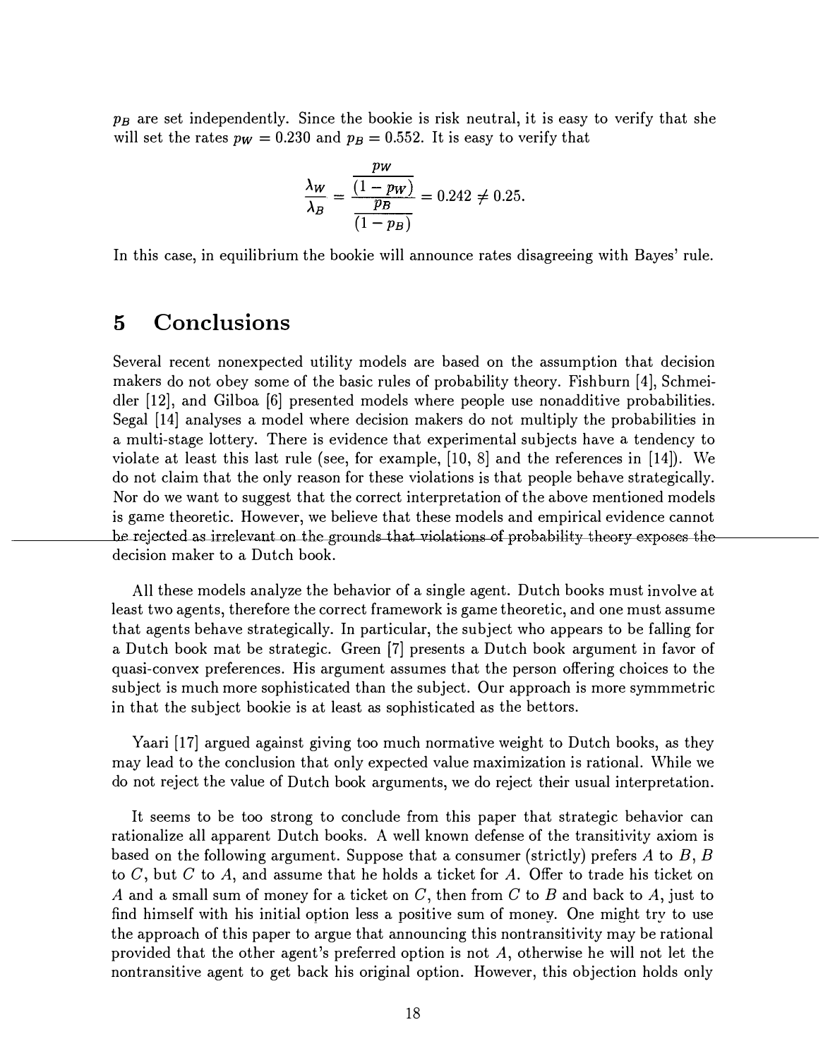$p_B$ are set independently. Since the bookie is risk neutral, it is easy to verify that she will set the rates $p_W = 0.230$ and $p_B = 0.552$. It is easy to verify that

$$\frac{\lambda_W}{\lambda_B} = \frac{\dfrac{p_W}{(1-p_W)}}{\dfrac{p_B}{(1-p_B)}} = 0.242 \neq 0.25.$$

In this case, in equilibrium the bookie will announce rates disagreeing with Bayes' rule.

# 5 Conclusions

Several recent nonexpected utility models are based on the assumption that decision makers do not obey some of the basic rules of probability theory. Fishburn [4], Schmeidler [12], and Gilboa [6] presented models where people use nonadditive probabilities. Segal [14] analyses a model where decision makers do not multiply the probabilities in a multi-stage lottery. There is evidence that experimental subjects have a tendency to violate at least this last rule (see, for example, [10, 8] and the references in [14]). We do not claim that the only reason for these violations is that people behave strategically. Nor do we want to suggest that the correct interpretation of the above mentioned models is game theoretic. However, we believe that these models and empirical evidence cannot be rejected as irrelevant on the grounds that violations of probability theory exposes the decision maker to a Dutch book.

All these models analyze the behavior of a single agent. Dutch books must involve at least two agents, therefore the correct framework is game theoretic, and one must assume that agents behave strategically. In particular, the subject who appears to be falling for a Dutch book mat be strategic. Green [7] presents a Dutch book argument in favor of quasi-convex preferences. His argument assumes that the person offering choices to the subject is much more sophisticated than the subject. Our approach is more symmmetric in that the subject bookie is at least as sophisticated as the bettors.

Yaari [17] argued against giving too much normative weight to Dutch books, as they may lead to the conclusion that only expected value maximization is rational. While we do not reject the value of Dutch book arguments, we do reject their usual interpretation.

It seems to be too strong to conclude from this paper that strategic behavior can rationalize all apparent Dutch books. A well known defense of the transitivity axiom is based on the following argument. Suppose that a consumer (strictly) prefers $A$ to $B$, $B$ to $C$, but $C$ to $A$, and assume that he holds a ticket for $A$. Offer to trade his ticket on $A$ and a small sum of money for a ticket on $C$, then from $C$ to $B$ and back to $A$, just to find himself with his initial option less a positive sum of money. One might try to use the approach of this paper to argue that announcing this nontransitivity may be rational provided that the other agent's preferred option is not $A$, otherwise he will not let the nontransitive agent to get back his original option. However, this objection holds only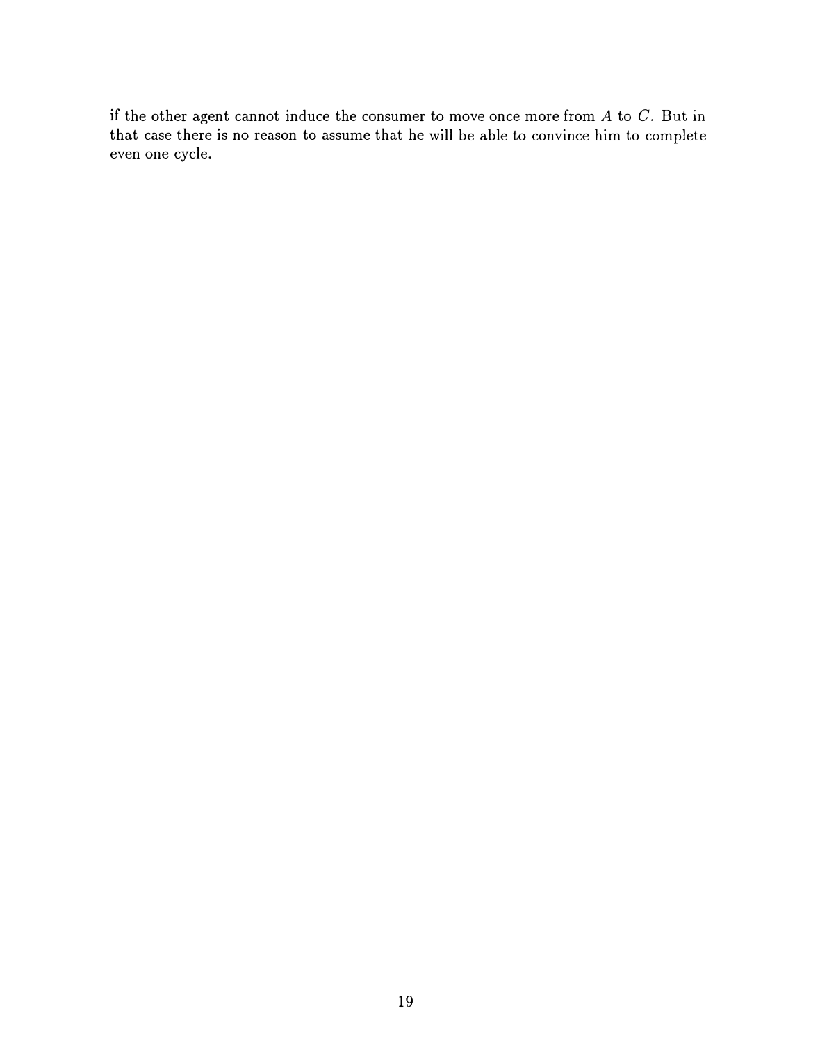if the other agent cannot induce the consumer to move once more from $A$ to $C$. But in that case there is no reason to assume that he will be able to convince him to complete even one cycle.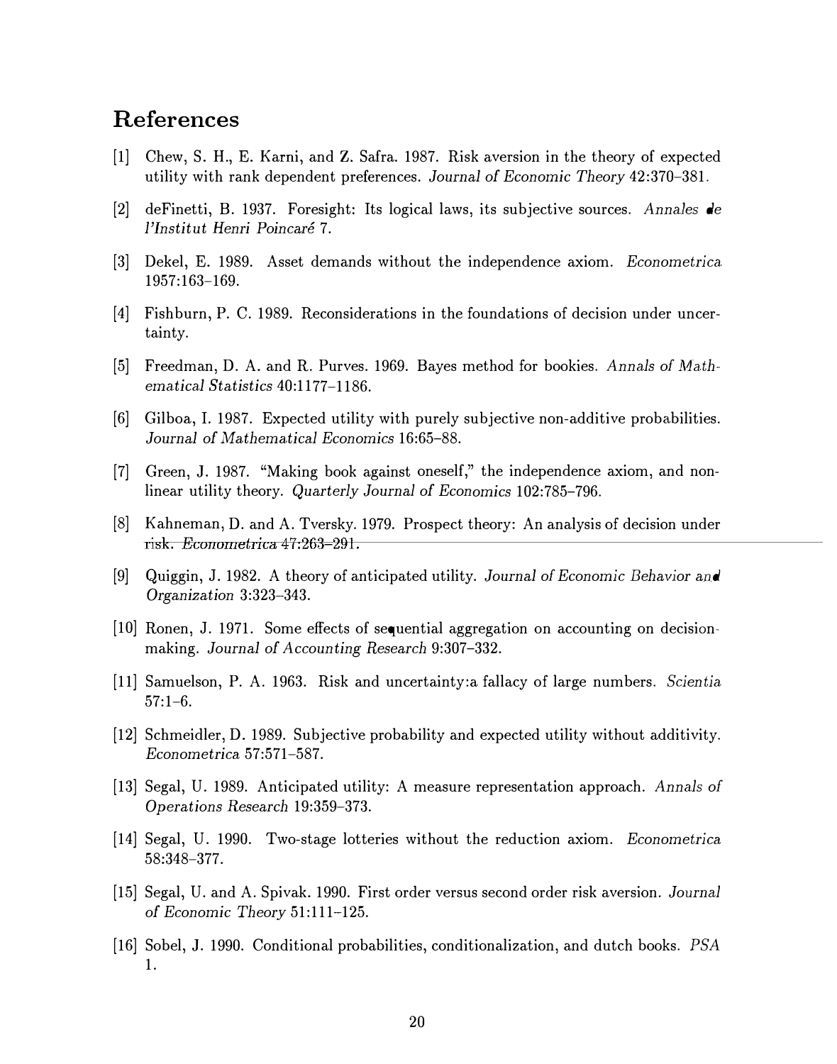## References

[1] Chew, S. H., E. Karni, and Z. Safra. 1987. Risk aversion in the theory of expected utility with rank dependent preferences. *Journal of Economic Theory* 42:370–381.

[2] deFinetti, B. 1937. Foresight: Its logical laws, its subjective sources. *Annales de l'Institut Henri Poincaré* 7.

[3] Dekel, E. 1989. Asset demands without the independence axiom. *Econometrica* 1957:163–169.

[4] Fishburn, P. C. 1989. Reconsiderations in the foundations of decision under uncertainty.

[5] Freedman, D. A. and R. Purves. 1969. Bayes method for bookies. *Annals of Mathematical Statistics* 40:1177–1186.

[6] Gilboa, I. 1987. Expected utility with purely subjective non-additive probabilities. *Journal of Mathematical Economics* 16:65–88.

[7] Green, J. 1987. "Making book against oneself," the independence axiom, and nonlinear utility theory. *Quarterly Journal of Economics* 102:785–796.

[8] Kahneman, D. and A. Tversky. 1979. Prospect theory: An analysis of decision under risk. *Econometrica* 47:263–291.

[9] Quiggin, J. 1982. A theory of anticipated utility. *Journal of Economic Behavior and Organization* 3:323–343.

[10] Ronen, J. 1971. Some effects of sequential aggregation on accounting on decision-making. *Journal of Accounting Research* 9:307–332.

[11] Samuelson, P. A. 1963. Risk and uncertainty:a fallacy of large numbers. *Scientia* 57:1–6.

[12] Schmeidler, D. 1989. Subjective probability and expected utility without additivity. *Econometrica* 57:571–587.

[13] Segal, U. 1989. Anticipated utility: A measure representation approach. *Annals of Operations Research* 19:359–373.

[14] Segal, U. 1990. Two-stage lotteries without the reduction axiom. *Econometrica* 58:348–377.

[15] Segal, U. and A. Spivak. 1990. First order versus second order risk aversion. *Journal of Economic Theory* 51:111–125.

[16] Sobel, J. 1990. Conditional probabilities, conditionalization, and dutch books. *PSA* 1.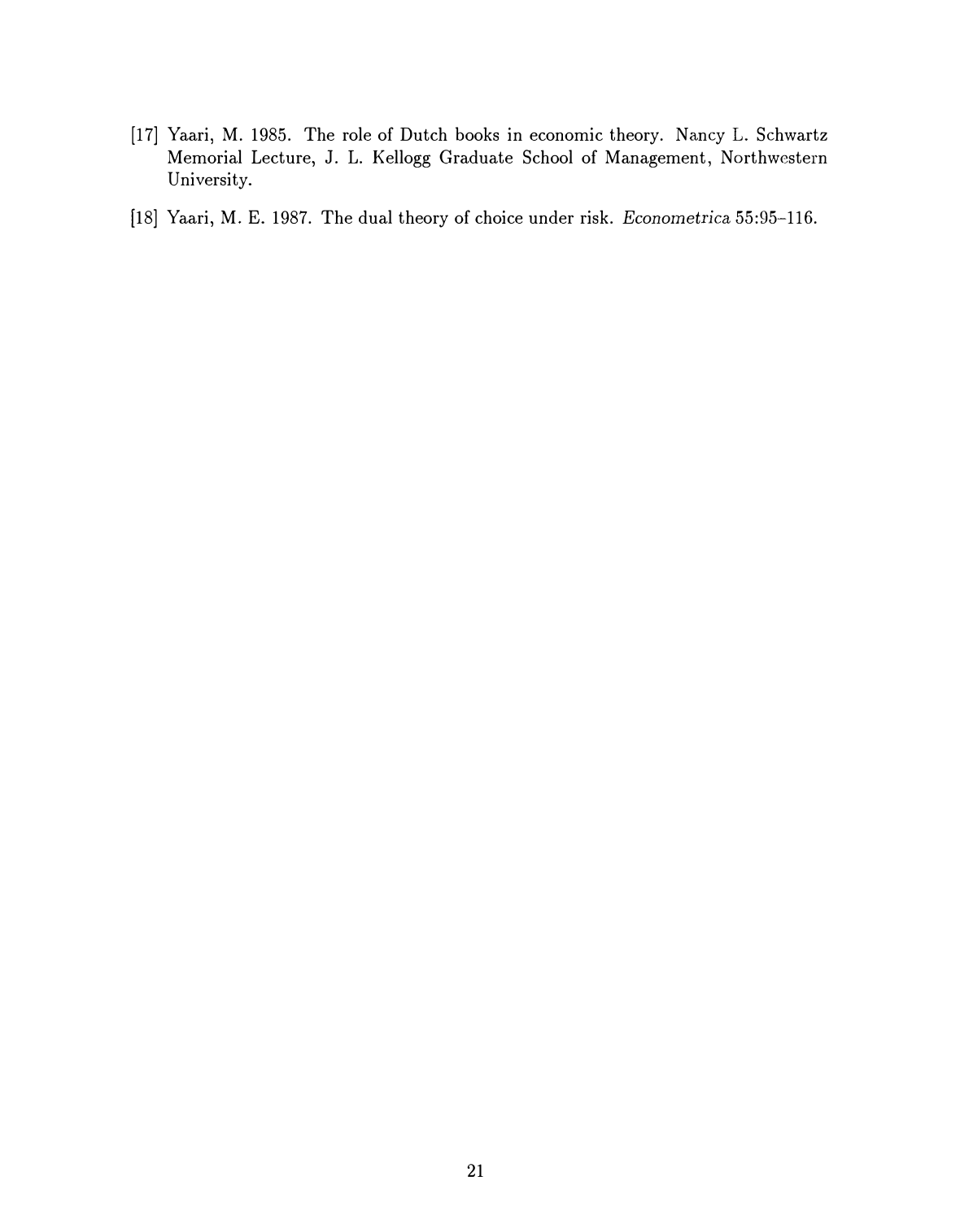[17] Yaari, M. 1985. The role of Dutch books in economic theory. Nancy L. Schwartz Memorial Lecture, J. L. Kellogg Graduate School of Management, Northwestern University.

[18] Yaari, M. E. 1987. The dual theory of choice under risk. *Econometrica* 55:95–116.